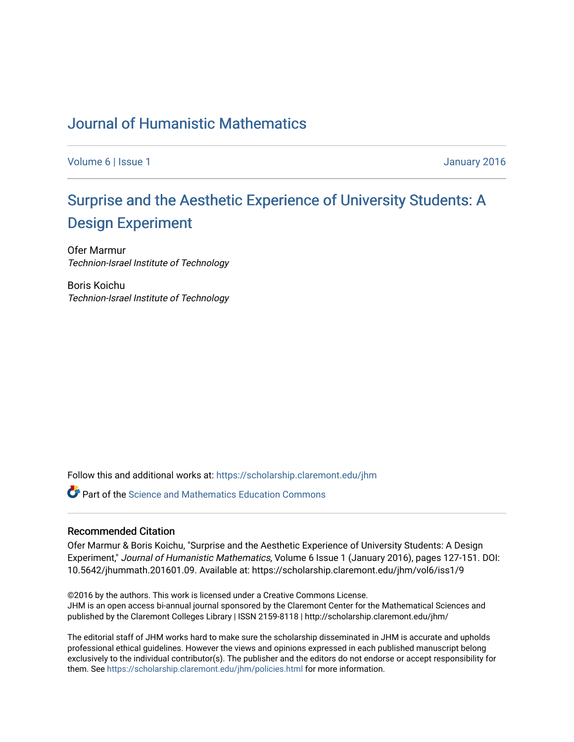# Journal of Humanistic Mathematics

Volume 6 | Issue 1 January 2016

## Surprise and the Aesthetic Experience of University Students: A Design Experiment

Ofer Marmur
*Technion-Israel Institute of Technology*

Boris Koichu
*Technion-Israel Institute of Technology*

Follow this and additional works at: https://scholarship.claremont.edu/jhm

Part of the Science and Mathematics Education Commons

### Recommended Citation

Ofer Marmur & Boris Koichu, "Surprise and the Aesthetic Experience of University Students: A Design Experiment," *Journal of Humanistic Mathematics*, Volume 6 Issue 1 (January 2016), pages 127-151. DOI: 10.5642/jhummath.201601.09. Available at: https://scholarship.claremont.edu/jhm/vol6/iss1/9

©2016 by the authors. This work is licensed under a Creative Commons License.
JHM is an open access bi-annual journal sponsored by the Claremont Center for the Mathematical Sciences and published by the Claremont Colleges Library | ISSN 2159-8118 | http://scholarship.claremont.edu/jhm/

The editorial staff of JHM works hard to make sure the scholarship disseminated in JHM is accurate and upholds professional ethical guidelines. However the views and opinions expressed in each published manuscript belong exclusively to the individual contributor(s). The publisher and the editors do not endorse or accept responsibility for them. See https://scholarship.claremont.edu/jhm/policies.html for more information.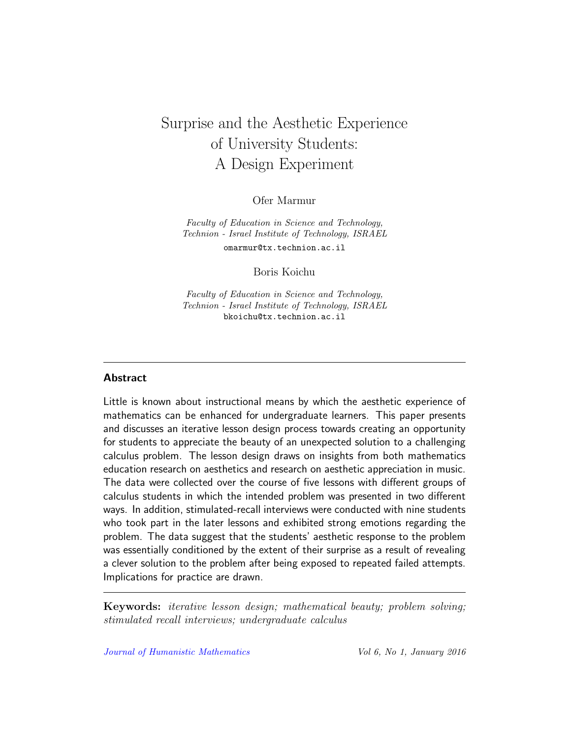# Surprise and the Aesthetic Experience of University Students: A Design Experiment

Ofer Marmur

*Faculty of Education in Science and Technology, Technion - Israel Institute of Technology, ISRAEL*
omarmur@tx.technion.ac.il

Boris Koichu

*Faculty of Education in Science and Technology, Technion - Israel Institute of Technology, ISRAEL*
bkoichu@tx.technion.ac.il

## Abstract

Little is known about instructional means by which the aesthetic experience of mathematics can be enhanced for undergraduate learners. This paper presents and discusses an iterative lesson design process towards creating an opportunity for students to appreciate the beauty of an unexpected solution to a challenging calculus problem. The lesson design draws on insights from both mathematics education research on aesthetics and research on aesthetic appreciation in music. The data were collected over the course of five lessons with different groups of calculus students in which the intended problem was presented in two different ways. In addition, stimulated-recall interviews were conducted with nine students who took part in the later lessons and exhibited strong emotions regarding the problem. The data suggest that the students' aesthetic response to the problem was essentially conditioned by the extent of their surprise as a result of revealing a clever solution to the problem after being exposed to repeated failed attempts. Implications for practice are drawn.

**Keywords:** *iterative lesson design; mathematical beauty; problem solving; stimulated recall interviews; undergraduate calculus*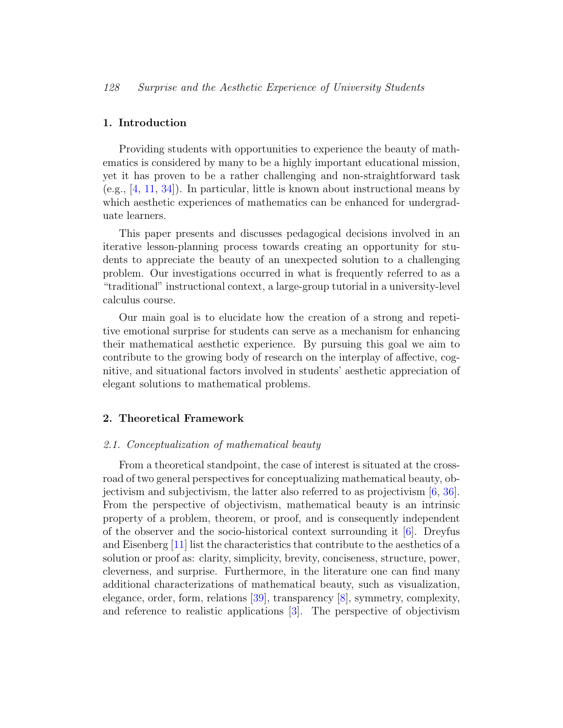## 1. Introduction

Providing students with opportunities to experience the beauty of mathematics is considered by many to be a highly important educational mission, yet it has proven to be a rather challenging and non-straightforward task (e.g., [4, 11, 34]). In particular, little is known about instructional means by which aesthetic experiences of mathematics can be enhanced for undergraduate learners.

This paper presents and discusses pedagogical decisions involved in an iterative lesson-planning process towards creating an opportunity for students to appreciate the beauty of an unexpected solution to a challenging problem. Our investigations occurred in what is frequently referred to as a "traditional" instructional context, a large-group tutorial in a university-level calculus course.

Our main goal is to elucidate how the creation of a strong and repetitive emotional surprise for students can serve as a mechanism for enhancing their mathematical aesthetic experience. By pursuing this goal we aim to contribute to the growing body of research on the interplay of affective, cognitive, and situational factors involved in students' aesthetic appreciation of elegant solutions to mathematical problems.

## 2. Theoretical Framework

### *2.1. Conceptualization of mathematical beauty*

From a theoretical standpoint, the case of interest is situated at the crossroad of two general perspectives for conceptualizing mathematical beauty, objectivism and subjectivism, the latter also referred to as projectivism [6, 36]. From the perspective of objectivism, mathematical beauty is an intrinsic property of a problem, theorem, or proof, and is consequently independent of the observer and the socio-historical context surrounding it [6]. Dreyfus and Eisenberg [11] list the characteristics that contribute to the aesthetics of a solution or proof as: clarity, simplicity, brevity, conciseness, structure, power, cleverness, and surprise. Furthermore, in the literature one can find many additional characterizations of mathematical beauty, such as visualization, elegance, order, form, relations [39], transparency [8], symmetry, complexity, and reference to realistic applications [3]. The perspective of objectivism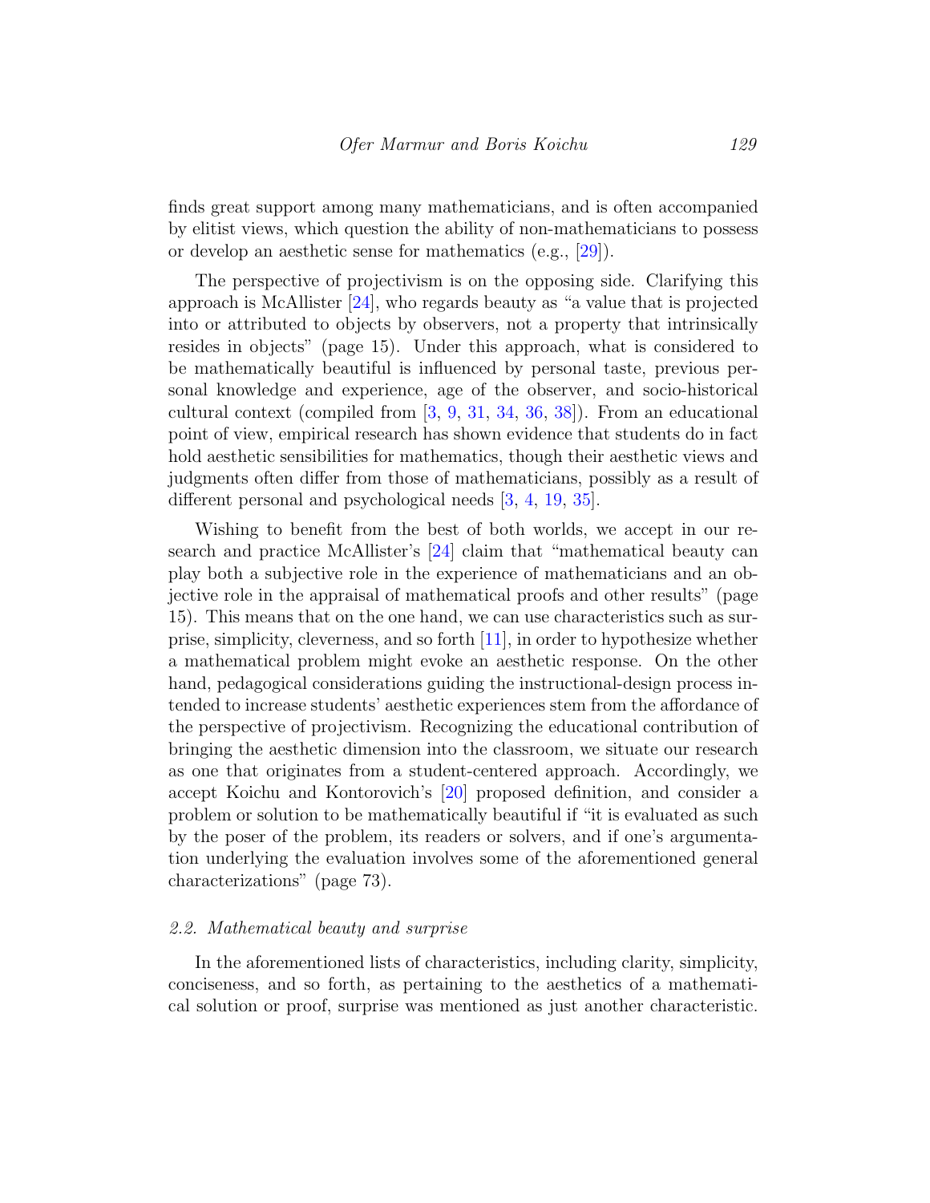finds great support among many mathematicians, and is often accompanied by elitist views, which question the ability of non-mathematicians to possess or develop an aesthetic sense for mathematics (e.g., [29]).

The perspective of projectivism is on the opposing side. Clarifying this approach is McAllister [24], who regards beauty as "a value that is projected into or attributed to objects by observers, not a property that intrinsically resides in objects" (page 15). Under this approach, what is considered to be mathematically beautiful is influenced by personal taste, previous personal knowledge and experience, age of the observer, and socio-historical cultural context (compiled from [3, 9, 31, 34, 36, 38]). From an educational point of view, empirical research has shown evidence that students do in fact hold aesthetic sensibilities for mathematics, though their aesthetic views and judgments often differ from those of mathematicians, possibly as a result of different personal and psychological needs [3, 4, 19, 35].

Wishing to benefit from the best of both worlds, we accept in our research and practice McAllister's [24] claim that "mathematical beauty can play both a subjective role in the experience of mathematicians and an objective role in the appraisal of mathematical proofs and other results" (page 15). This means that on the one hand, we can use characteristics such as surprise, simplicity, cleverness, and so forth [11], in order to hypothesize whether a mathematical problem might evoke an aesthetic response. On the other hand, pedagogical considerations guiding the instructional-design process intended to increase students' aesthetic experiences stem from the affordance of the perspective of projectivism. Recognizing the educational contribution of bringing the aesthetic dimension into the classroom, we situate our research as one that originates from a student-centered approach. Accordingly, we accept Koichu and Kontorovich's [20] proposed definition, and consider a problem or solution to be mathematically beautiful if "it is evaluated as such by the poser of the problem, its readers or solvers, and if one's argumentation underlying the evaluation involves some of the aforementioned general characterizations" (page 73).

### *2.2. Mathematical beauty and surprise*

In the aforementioned lists of characteristics, including clarity, simplicity, conciseness, and so forth, as pertaining to the aesthetics of a mathematical solution or proof, surprise was mentioned as just another characteristic.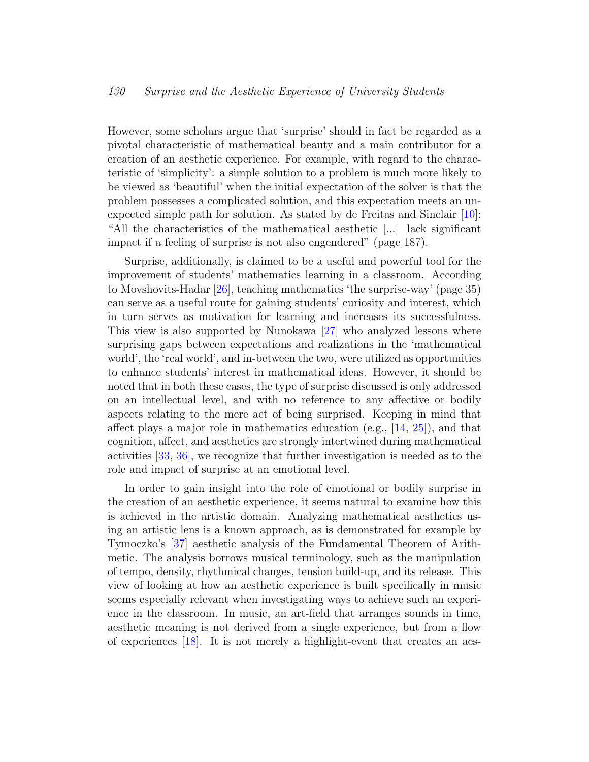However, some scholars argue that 'surprise' should in fact be regarded as a pivotal characteristic of mathematical beauty and a main contributor for a creation of an aesthetic experience. For example, with regard to the characteristic of 'simplicity': a simple solution to a problem is much more likely to be viewed as 'beautiful' when the initial expectation of the solver is that the problem possesses a complicated solution, and this expectation meets an unexpected simple path for solution. As stated by de Freitas and Sinclair [10]: "All the characteristics of the mathematical aesthetic [...] lack significant impact if a feeling of surprise is not also engendered" (page 187).

Surprise, additionally, is claimed to be a useful and powerful tool for the improvement of students' mathematics learning in a classroom. According to Movshovits-Hadar [26], teaching mathematics 'the surprise-way' (page 35) can serve as a useful route for gaining students' curiosity and interest, which in turn serves as motivation for learning and increases its successfulness. This view is also supported by Nunokawa [27] who analyzed lessons where surprising gaps between expectations and realizations in the 'mathematical world', the 'real world', and in-between the two, were utilized as opportunities to enhance students' interest in mathematical ideas. However, it should be noted that in both these cases, the type of surprise discussed is only addressed on an intellectual level, and with no reference to any affective or bodily aspects relating to the mere act of being surprised. Keeping in mind that affect plays a major role in mathematics education (e.g., [14, 25]), and that cognition, affect, and aesthetics are strongly intertwined during mathematical activities [33, 36], we recognize that further investigation is needed as to the role and impact of surprise at an emotional level.

In order to gain insight into the role of emotional or bodily surprise in the creation of an aesthetic experience, it seems natural to examine how this is achieved in the artistic domain. Analyzing mathematical aesthetics using an artistic lens is a known approach, as is demonstrated for example by Tymoczko's [37] aesthetic analysis of the Fundamental Theorem of Arithmetic. The analysis borrows musical terminology, such as the manipulation of tempo, density, rhythmical changes, tension build-up, and its release. This view of looking at how an aesthetic experience is built specifically in music seems especially relevant when investigating ways to achieve such an experience in the classroom. In music, an art-field that arranges sounds in time, aesthetic meaning is not derived from a single experience, but from a flow of experiences [18]. It is not merely a highlight-event that creates an aes-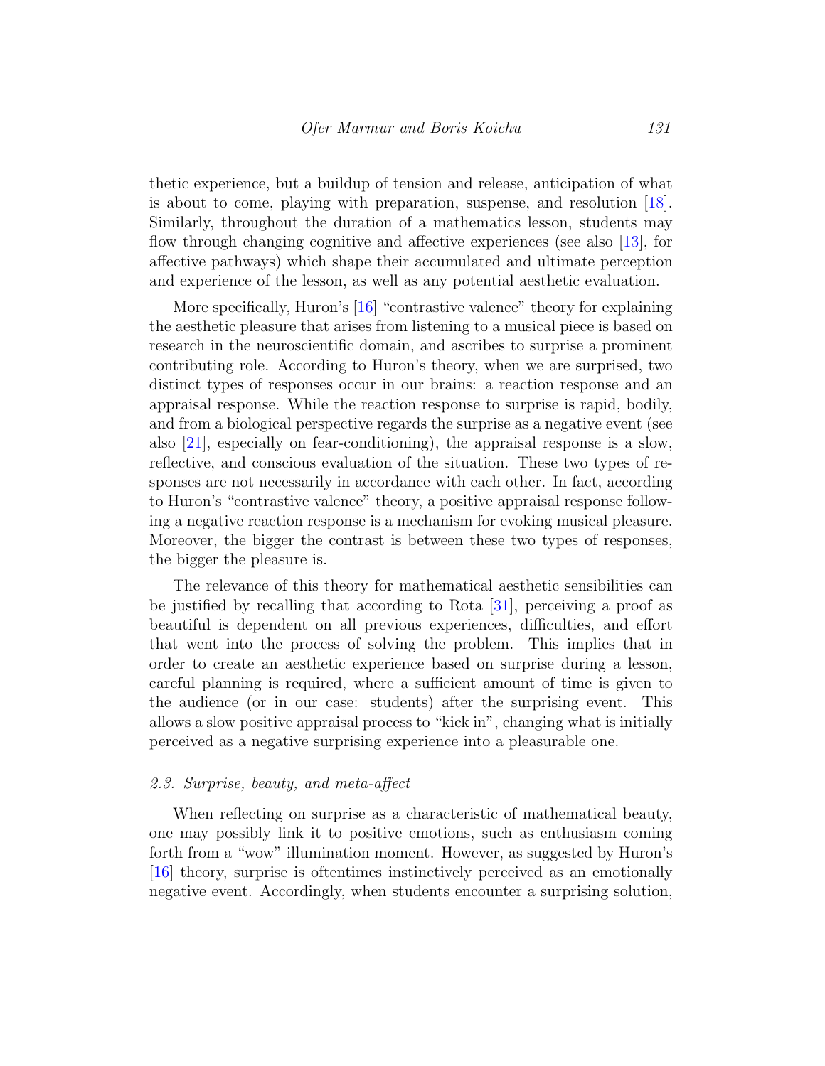thetic experience, but a buildup of tension and release, anticipation of what is about to come, playing with preparation, suspense, and resolution [18]. Similarly, throughout the duration of a mathematics lesson, students may flow through changing cognitive and affective experiences (see also [13], for affective pathways) which shape their accumulated and ultimate perception and experience of the lesson, as well as any potential aesthetic evaluation.

More specifically, Huron's [16] "contrastive valence" theory for explaining the aesthetic pleasure that arises from listening to a musical piece is based on research in the neuroscientific domain, and ascribes to surprise a prominent contributing role. According to Huron's theory, when we are surprised, two distinct types of responses occur in our brains: a reaction response and an appraisal response. While the reaction response to surprise is rapid, bodily, and from a biological perspective regards the surprise as a negative event (see also [21], especially on fear-conditioning), the appraisal response is a slow, reflective, and conscious evaluation of the situation. These two types of responses are not necessarily in accordance with each other. In fact, according to Huron's "contrastive valence" theory, a positive appraisal response following a negative reaction response is a mechanism for evoking musical pleasure. Moreover, the bigger the contrast is between these two types of responses, the bigger the pleasure is.

The relevance of this theory for mathematical aesthetic sensibilities can be justified by recalling that according to Rota [31], perceiving a proof as beautiful is dependent on all previous experiences, difficulties, and effort that went into the process of solving the problem. This implies that in order to create an aesthetic experience based on surprise during a lesson, careful planning is required, where a sufficient amount of time is given to the audience (or in our case: students) after the surprising event. This allows a slow positive appraisal process to "kick in", changing what is initially perceived as a negative surprising experience into a pleasurable one.

### *2.3. Surprise, beauty, and meta-affect*

When reflecting on surprise as a characteristic of mathematical beauty, one may possibly link it to positive emotions, such as enthusiasm coming forth from a "wow" illumination moment. However, as suggested by Huron's [16] theory, surprise is oftentimes instinctively perceived as an emotionally negative event. Accordingly, when students encounter a surprising solution,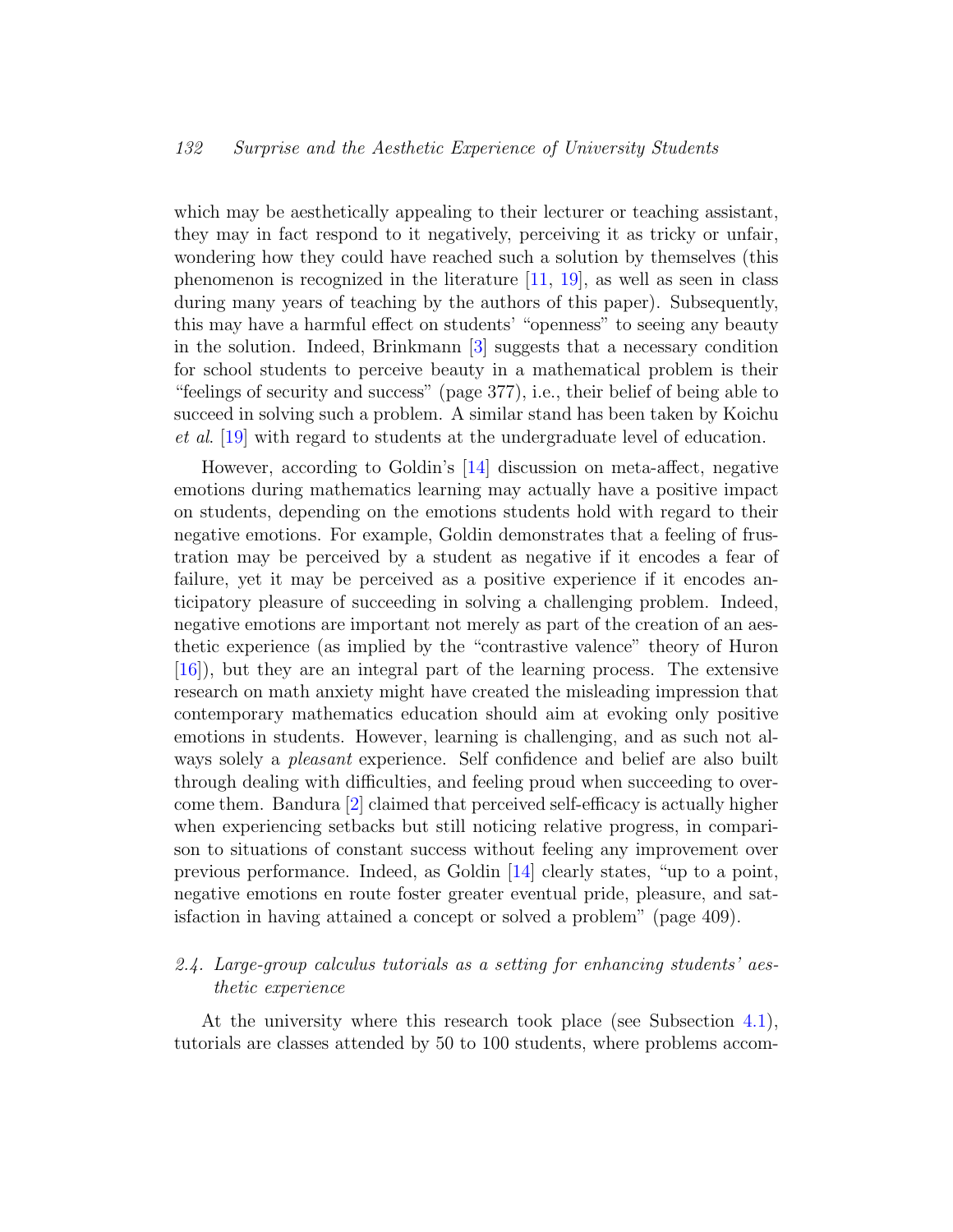which may be aesthetically appealing to their lecturer or teaching assistant, they may in fact respond to it negatively, perceiving it as tricky or unfair, wondering how they could have reached such a solution by themselves (this phenomenon is recognized in the literature [11, 19], as well as seen in class during many years of teaching by the authors of this paper). Subsequently, this may have a harmful effect on students' "openness" to seeing any beauty in the solution. Indeed, Brinkmann [3] suggests that a necessary condition for school students to perceive beauty in a mathematical problem is their "feelings of security and success" (page 377), i.e., their belief of being able to succeed in solving such a problem. A similar stand has been taken by Koichu *et al*. [19] with regard to students at the undergraduate level of education.

However, according to Goldin's [14] discussion on meta-affect, negative emotions during mathematics learning may actually have a positive impact on students, depending on the emotions students hold with regard to their negative emotions. For example, Goldin demonstrates that a feeling of frustration may be perceived by a student as negative if it encodes a fear of failure, yet it may be perceived as a positive experience if it encodes anticipatory pleasure of succeeding in solving a challenging problem. Indeed, negative emotions are important not merely as part of the creation of an aesthetic experience (as implied by the "contrastive valence" theory of Huron [16]), but they are an integral part of the learning process. The extensive research on math anxiety might have created the misleading impression that contemporary mathematics education should aim at evoking only positive emotions in students. However, learning is challenging, and as such not always solely a *pleasant* experience. Self confidence and belief are also built through dealing with difficulties, and feeling proud when succeeding to overcome them. Bandura [2] claimed that perceived self-efficacy is actually higher when experiencing setbacks but still noticing relative progress, in comparison to situations of constant success without feeling any improvement over previous performance. Indeed, as Goldin [14] clearly states, "up to a point, negative emotions en route foster greater eventual pride, pleasure, and satisfaction in having attained a concept or solved a problem" (page 409).

### *2.4. Large-group calculus tutorials as a setting for enhancing students' aesthetic experience*

At the university where this research took place (see Subsection 4.1), tutorials are classes attended by 50 to 100 students, where problems accom-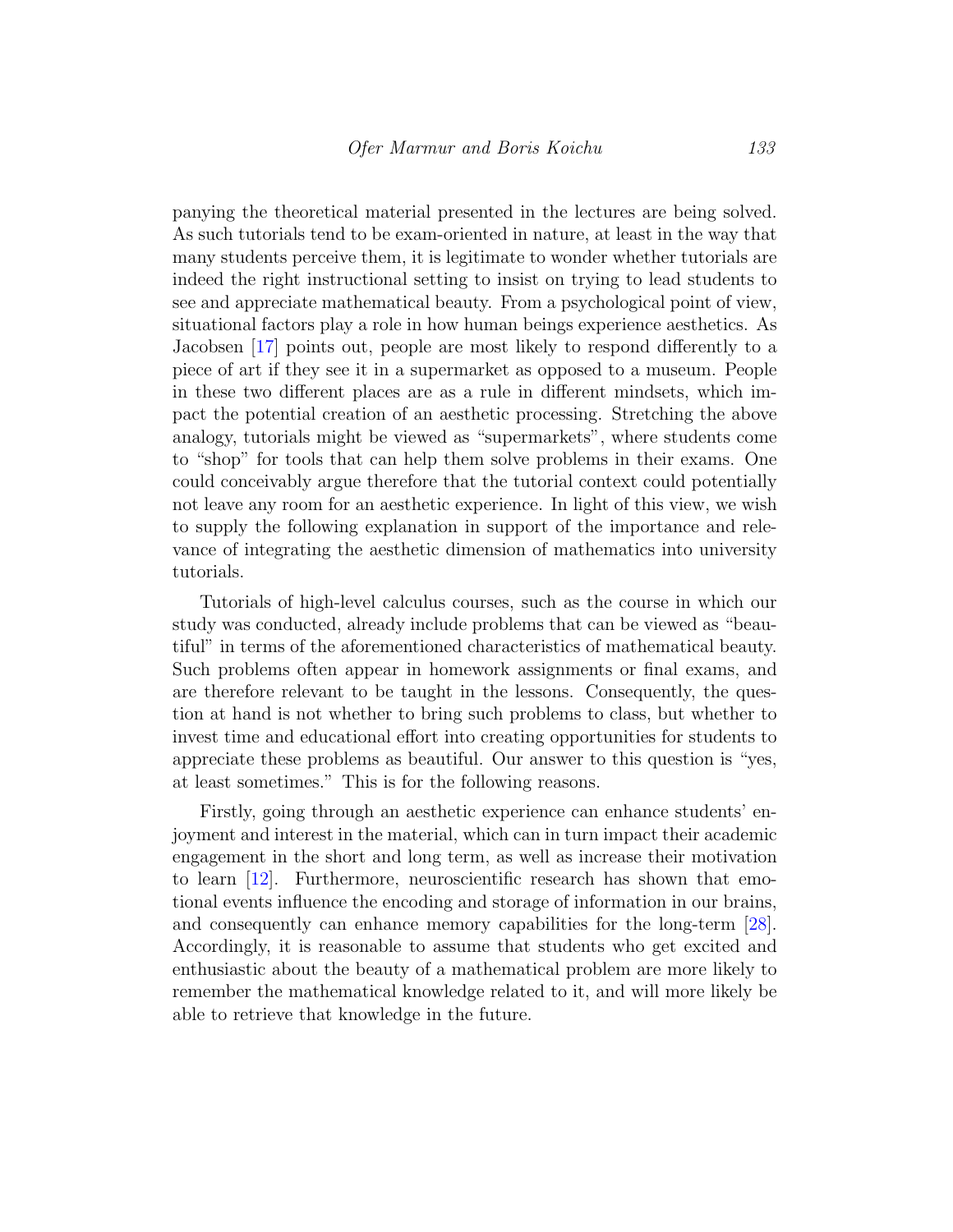panying the theoretical material presented in the lectures are being solved. As such tutorials tend to be exam-oriented in nature, at least in the way that many students perceive them, it is legitimate to wonder whether tutorials are indeed the right instructional setting to insist on trying to lead students to see and appreciate mathematical beauty. From a psychological point of view, situational factors play a role in how human beings experience aesthetics. As Jacobsen [17] points out, people are most likely to respond differently to a piece of art if they see it in a supermarket as opposed to a museum. People in these two different places are as a rule in different mindsets, which impact the potential creation of an aesthetic processing. Stretching the above analogy, tutorials might be viewed as "supermarkets", where students come to "shop" for tools that can help them solve problems in their exams. One could conceivably argue therefore that the tutorial context could potentially not leave any room for an aesthetic experience. In light of this view, we wish to supply the following explanation in support of the importance and relevance of integrating the aesthetic dimension of mathematics into university tutorials.

Tutorials of high-level calculus courses, such as the course in which our study was conducted, already include problems that can be viewed as "beautiful" in terms of the aforementioned characteristics of mathematical beauty. Such problems often appear in homework assignments or final exams, and are therefore relevant to be taught in the lessons. Consequently, the question at hand is not whether to bring such problems to class, but whether to invest time and educational effort into creating opportunities for students to appreciate these problems as beautiful. Our answer to this question is "yes, at least sometimes." This is for the following reasons.

Firstly, going through an aesthetic experience can enhance students' enjoyment and interest in the material, which can in turn impact their academic engagement in the short and long term, as well as increase their motivation to learn [12]. Furthermore, neuroscientific research has shown that emotional events influence the encoding and storage of information in our brains, and consequently can enhance memory capabilities for the long-term [28]. Accordingly, it is reasonable to assume that students who get excited and enthusiastic about the beauty of a mathematical problem are more likely to remember the mathematical knowledge related to it, and will more likely be able to retrieve that knowledge in the future.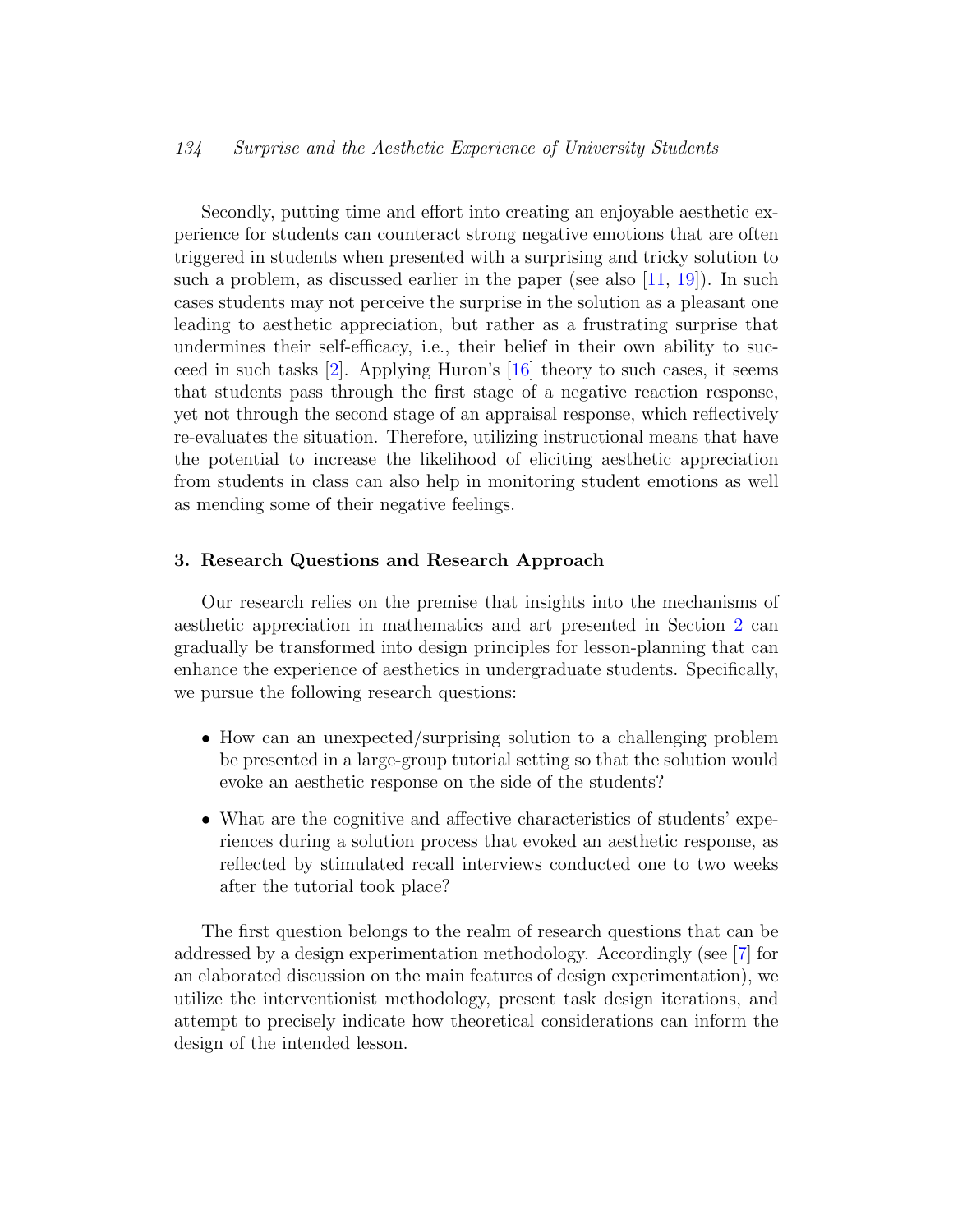Secondly, putting time and effort into creating an enjoyable aesthetic experience for students can counteract strong negative emotions that are often triggered in students when presented with a surprising and tricky solution to such a problem, as discussed earlier in the paper (see also [11, 19]). In such cases students may not perceive the surprise in the solution as a pleasant one leading to aesthetic appreciation, but rather as a frustrating surprise that undermines their self-efficacy, i.e., their belief in their own ability to succeed in such tasks [2]. Applying Huron's [16] theory to such cases, it seems that students pass through the first stage of a negative reaction response, yet not through the second stage of an appraisal response, which reflectively re-evaluates the situation. Therefore, utilizing instructional means that have the potential to increase the likelihood of eliciting aesthetic appreciation from students in class can also help in monitoring student emotions as well as mending some of their negative feelings.

## 3. Research Questions and Research Approach

Our research relies on the premise that insights into the mechanisms of aesthetic appreciation in mathematics and art presented in Section 2 can gradually be transformed into design principles for lesson-planning that can enhance the experience of aesthetics in undergraduate students. Specifically, we pursue the following research questions:

- How can an unexpected/surprising solution to a challenging problem be presented in a large-group tutorial setting so that the solution would evoke an aesthetic response on the side of the students?
- What are the cognitive and affective characteristics of students' experiences during a solution process that evoked an aesthetic response, as reflected by stimulated recall interviews conducted one to two weeks after the tutorial took place?

The first question belongs to the realm of research questions that can be addressed by a design experimentation methodology. Accordingly (see [7] for an elaborated discussion on the main features of design experimentation), we utilize the interventionist methodology, present task design iterations, and attempt to precisely indicate how theoretical considerations can inform the design of the intended lesson.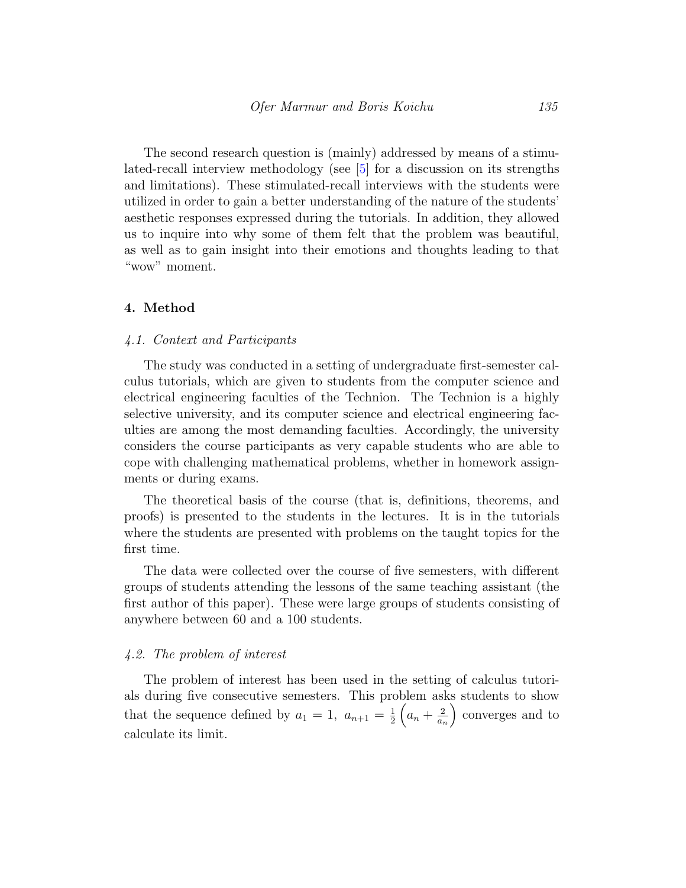The second research question is (mainly) addressed by means of a stimulated-recall interview methodology (see [5] for a discussion on its strengths and limitations). These stimulated-recall interviews with the students were utilized in order to gain a better understanding of the nature of the students' aesthetic responses expressed during the tutorials. In addition, they allowed us to inquire into why some of them felt that the problem was beautiful, as well as to gain insight into their emotions and thoughts leading to that "wow" moment.

## 4. Method

### *4.1. Context and Participants*

The study was conducted in a setting of undergraduate first-semester calculus tutorials, which are given to students from the computer science and electrical engineering faculties of the Technion. The Technion is a highly selective university, and its computer science and electrical engineering faculties are among the most demanding faculties. Accordingly, the university considers the course participants as very capable students who are able to cope with challenging mathematical problems, whether in homework assignments or during exams.

The theoretical basis of the course (that is, definitions, theorems, and proofs) is presented to the students in the lectures. It is in the tutorials where the students are presented with problems on the taught topics for the first time.

The data were collected over the course of five semesters, with different groups of students attending the lessons of the same teaching assistant (the first author of this paper). These were large groups of students consisting of anywhere between 60 and a 100 students.

### *4.2. The problem of interest*

The problem of interest has been used in the setting of calculus tutorials during five consecutive semesters. This problem asks students to show that the sequence defined by $a_1 = 1,\ a_{n+1} = \frac{1}{2}\left(a_n + \frac{2}{a_n}\right)$ converges and to calculate its limit.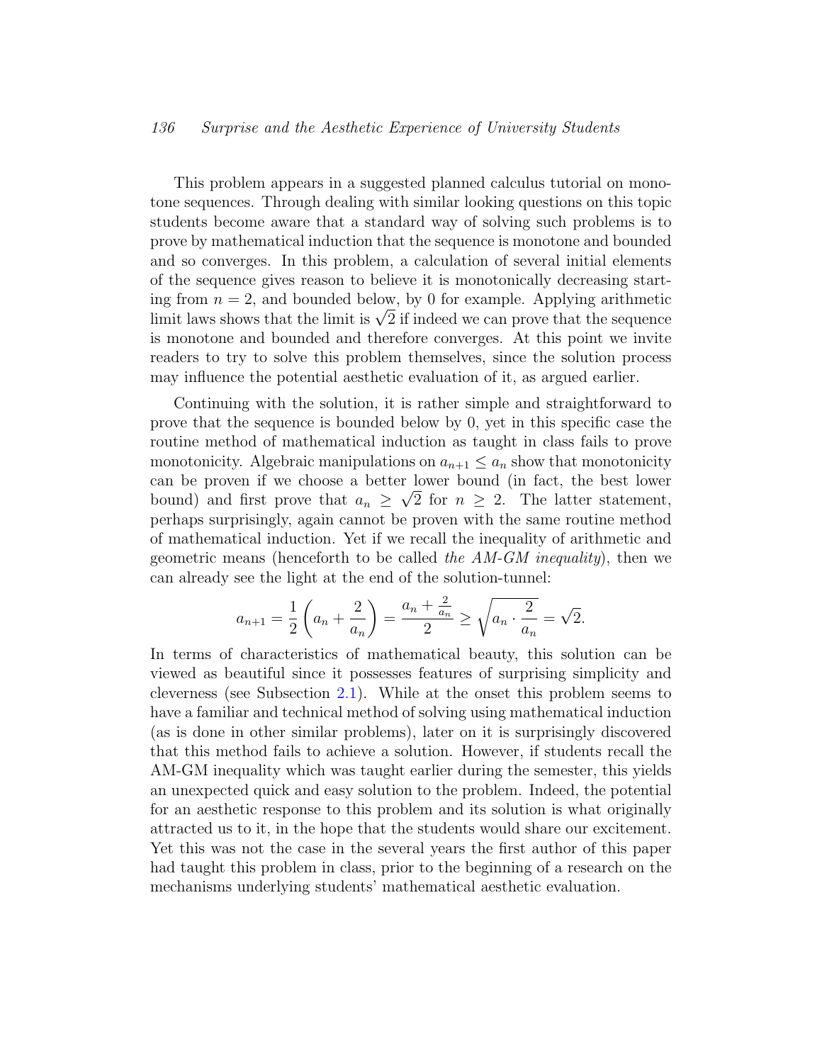This problem appears in a suggested planned calculus tutorial on monotone sequences. Through dealing with similar looking questions on this topic students become aware that a standard way of solving such problems is to prove by mathematical induction that the sequence is monotone and bounded and so converges. In this problem, a calculation of several initial elements of the sequence gives reason to believe it is monotonically decreasing starting from $n = 2$, and bounded below, by 0 for example. Applying arithmetic limit laws shows that the limit is $\sqrt{2}$ if indeed we can prove that the sequence is monotone and bounded and therefore converges. At this point we invite readers to try to solve this problem themselves, since the solution process may influence the potential aesthetic evaluation of it, as argued earlier.

Continuing with the solution, it is rather simple and straightforward to prove that the sequence is bounded below by 0, yet in this specific case the routine method of mathematical induction as taught in class fails to prove monotonicity. Algebraic manipulations on $a_{n+1} \leq a_n$ show that monotonicity can be proven if we choose a better lower bound (in fact, the best lower bound) and first prove that $a_n \geq \sqrt{2}$ for $n \geq 2$. The latter statement, perhaps surprisingly, again cannot be proven with the same routine method of mathematical induction. Yet if we recall the inequality of arithmetic and geometric means (henceforth to be called *the AM-GM inequality*), then we can already see the light at the end of the solution-tunnel:

$$a_{n+1} = \frac{1}{2}\left(a_n + \frac{2}{a_n}\right) = \frac{a_n + \frac{2}{a_n}}{2} \geq \sqrt{a_n \cdot \frac{2}{a_n}} = \sqrt{2}.$$

In terms of characteristics of mathematical beauty, this solution can be viewed as beautiful since it possesses features of surprising simplicity and cleverness (see Subsection 2.1). While at the onset this problem seems to have a familiar and technical method of solving using mathematical induction (as is done in other similar problems), later on it is surprisingly discovered that this method fails to achieve a solution. However, if students recall the AM-GM inequality which was taught earlier during the semester, this yields an unexpected quick and easy solution to the problem. Indeed, the potential for an aesthetic response to this problem and its solution is what originally attracted us to it, in the hope that the students would share our excitement. Yet this was not the case in the several years the first author of this paper had taught this problem in class, prior to the beginning of a research on the mechanisms underlying students' mathematical aesthetic evaluation.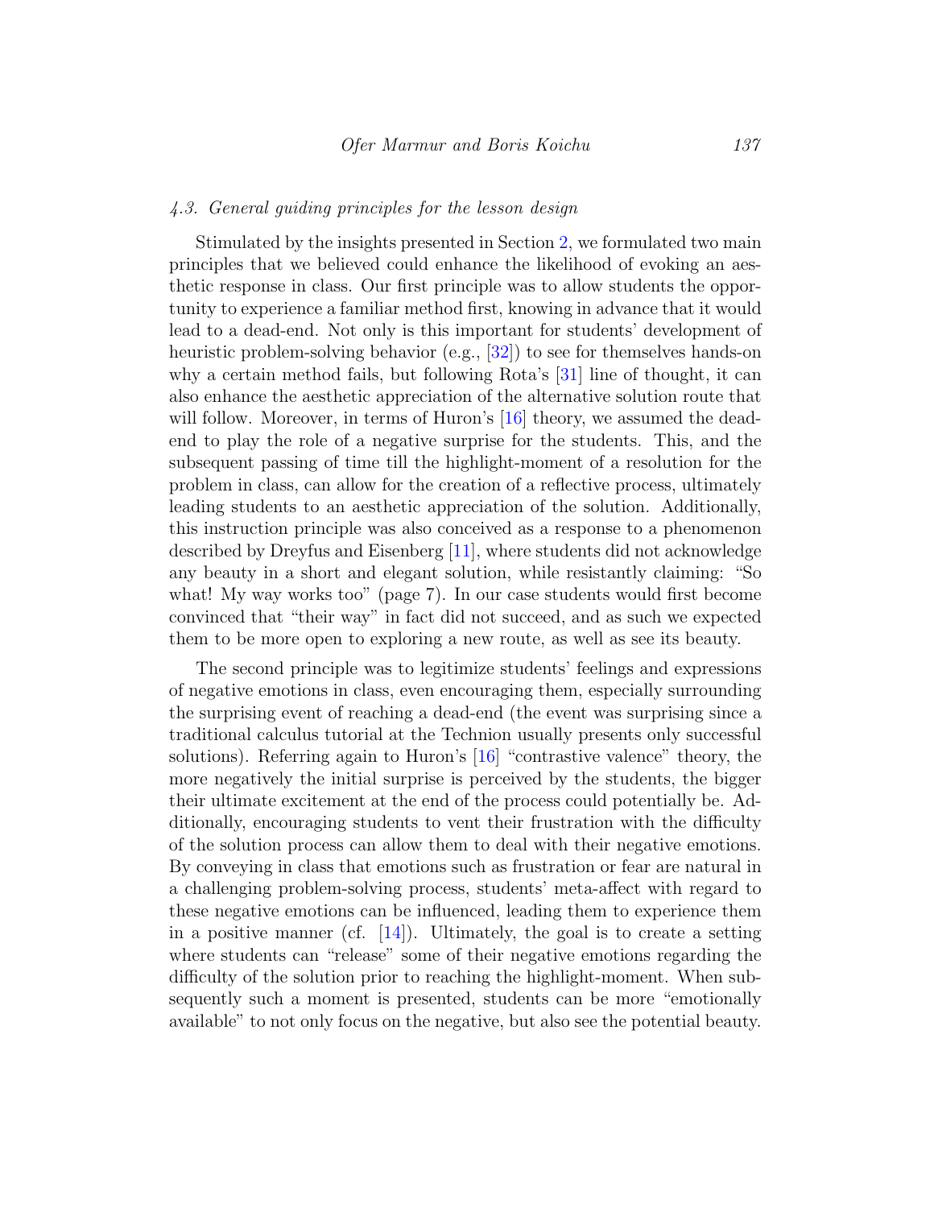### *4.3. General guiding principles for the lesson design*

Stimulated by the insights presented in Section 2, we formulated two main principles that we believed could enhance the likelihood of evoking an aesthetic response in class. Our first principle was to allow students the opportunity to experience a familiar method first, knowing in advance that it would lead to a dead-end. Not only is this important for students' development of heuristic problem-solving behavior (e.g., [32]) to see for themselves hands-on why a certain method fails, but following Rota's [31] line of thought, it can also enhance the aesthetic appreciation of the alternative solution route that will follow. Moreover, in terms of Huron's [16] theory, we assumed the dead-end to play the role of a negative surprise for the students. This, and the subsequent passing of time till the highlight-moment of a resolution for the problem in class, can allow for the creation of a reflective process, ultimately leading students to an aesthetic appreciation of the solution. Additionally, this instruction principle was also conceived as a response to a phenomenon described by Dreyfus and Eisenberg [11], where students did not acknowledge any beauty in a short and elegant solution, while resistantly claiming: "So what! My way works too" (page 7). In our case students would first become convinced that "their way" in fact did not succeed, and as such we expected them to be more open to exploring a new route, as well as see its beauty.

The second principle was to legitimize students' feelings and expressions of negative emotions in class, even encouraging them, especially surrounding the surprising event of reaching a dead-end (the event was surprising since a traditional calculus tutorial at the Technion usually presents only successful solutions). Referring again to Huron's [16] "contrastive valence" theory, the more negatively the initial surprise is perceived by the students, the bigger their ultimate excitement at the end of the process could potentially be. Additionally, encouraging students to vent their frustration with the difficulty of the solution process can allow them to deal with their negative emotions. By conveying in class that emotions such as frustration or fear are natural in a challenging problem-solving process, students' meta-affect with regard to these negative emotions can be influenced, leading them to experience them in a positive manner (cf. [14]). Ultimately, the goal is to create a setting where students can "release" some of their negative emotions regarding the difficulty of the solution prior to reaching the highlight-moment. When subsequently such a moment is presented, students can be more "emotionally available" to not only focus on the negative, but also see the potential beauty.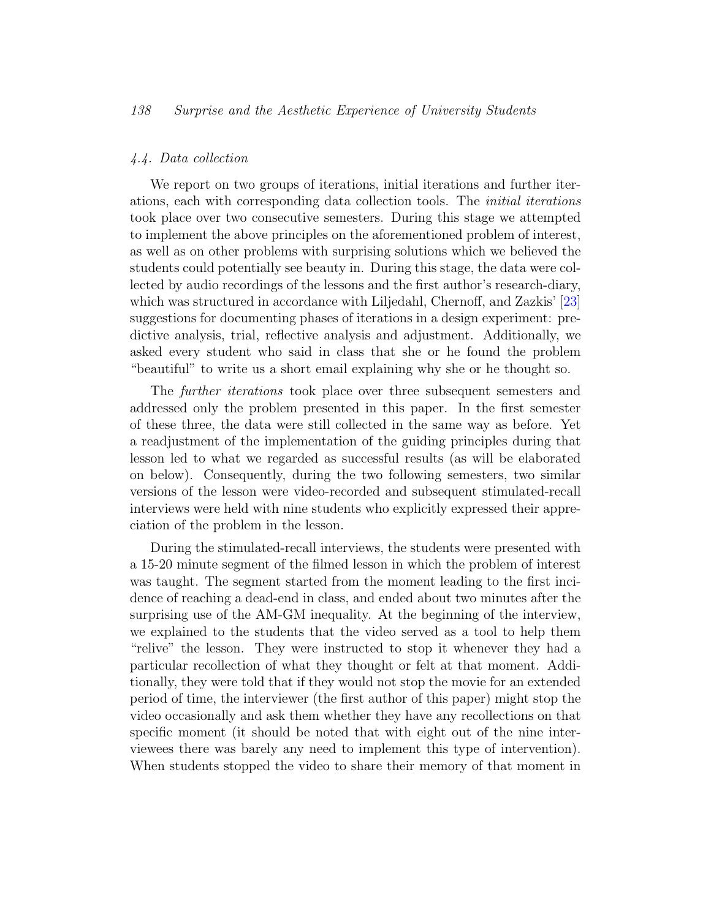### *4.4. Data collection*

We report on two groups of iterations, initial iterations and further iterations, each with corresponding data collection tools. The *initial iterations* took place over two consecutive semesters. During this stage we attempted to implement the above principles on the aforementioned problem of interest, as well as on other problems with surprising solutions which we believed the students could potentially see beauty in. During this stage, the data were collected by audio recordings of the lessons and the first author's research-diary, which was structured in accordance with Liljedahl, Chernoff, and Zazkis' [23] suggestions for documenting phases of iterations in a design experiment: predictive analysis, trial, reflective analysis and adjustment. Additionally, we asked every student who said in class that she or he found the problem "beautiful" to write us a short email explaining why she or he thought so.

The *further iterations* took place over three subsequent semesters and addressed only the problem presented in this paper. In the first semester of these three, the data were still collected in the same way as before. Yet a readjustment of the implementation of the guiding principles during that lesson led to what we regarded as successful results (as will be elaborated on below). Consequently, during the two following semesters, two similar versions of the lesson were video-recorded and subsequent stimulated-recall interviews were held with nine students who explicitly expressed their appreciation of the problem in the lesson.

During the stimulated-recall interviews, the students were presented with a 15-20 minute segment of the filmed lesson in which the problem of interest was taught. The segment started from the moment leading to the first incidence of reaching a dead-end in class, and ended about two minutes after the surprising use of the AM-GM inequality. At the beginning of the interview, we explained to the students that the video served as a tool to help them "relive" the lesson. They were instructed to stop it whenever they had a particular recollection of what they thought or felt at that moment. Additionally, they were told that if they would not stop the movie for an extended period of time, the interviewer (the first author of this paper) might stop the video occasionally and ask them whether they have any recollections on that specific moment (it should be noted that with eight out of the nine interviewees there was barely any need to implement this type of intervention). When students stopped the video to share their memory of that moment in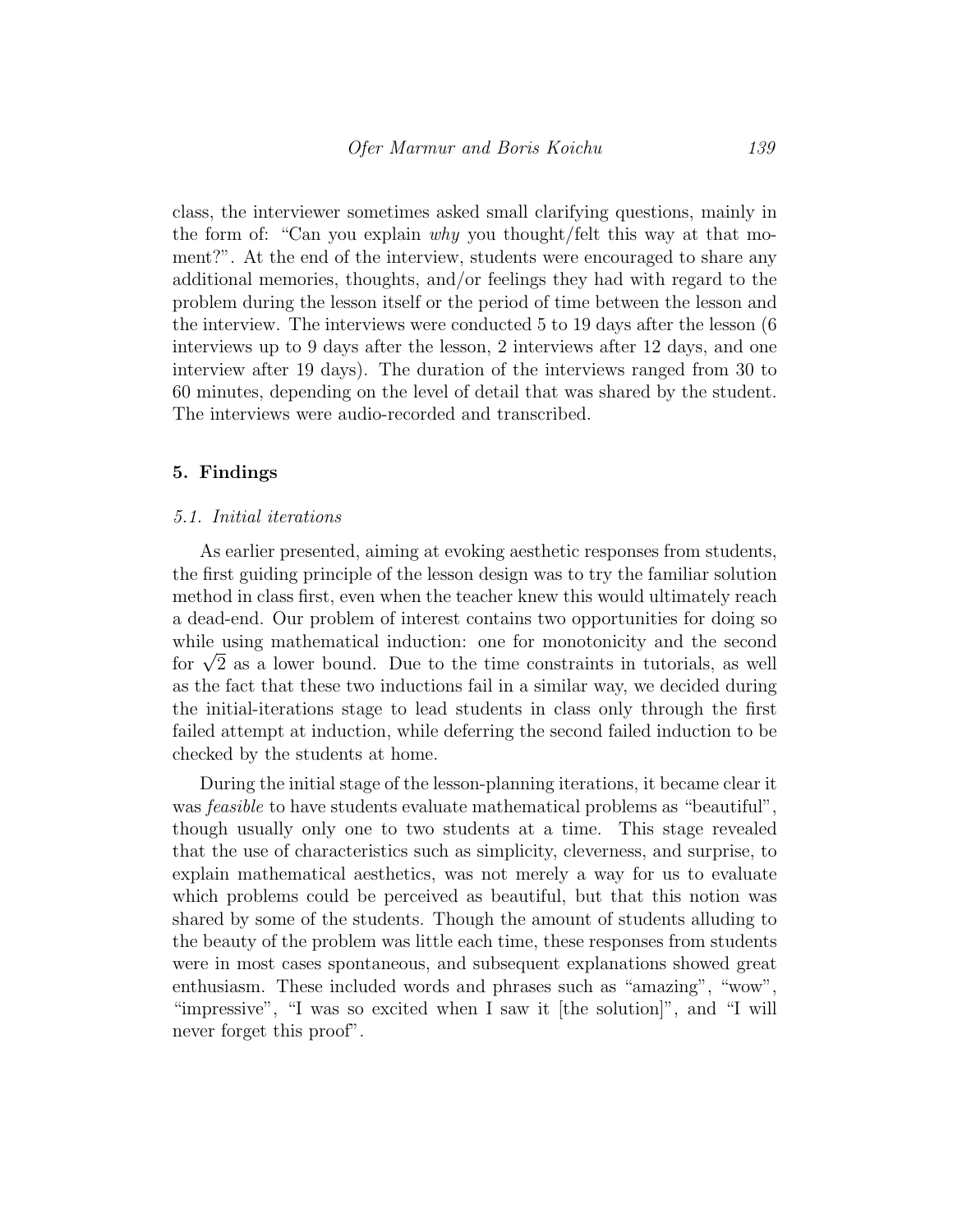class, the interviewer sometimes asked small clarifying questions, mainly in the form of: "Can you explain *why* you thought/felt this way at that moment?". At the end of the interview, students were encouraged to share any additional memories, thoughts, and/or feelings they had with regard to the problem during the lesson itself or the period of time between the lesson and the interview. The interviews were conducted 5 to 19 days after the lesson (6 interviews up to 9 days after the lesson, 2 interviews after 12 days, and one interview after 19 days). The duration of the interviews ranged from 30 to 60 minutes, depending on the level of detail that was shared by the student. The interviews were audio-recorded and transcribed.

## 5. Findings

### *5.1. Initial iterations*

As earlier presented, aiming at evoking aesthetic responses from students, the first guiding principle of the lesson design was to try the familiar solution method in class first, even when the teacher knew this would ultimately reach a dead-end. Our problem of interest contains two opportunities for doing so while using mathematical induction: one for monotonicity and the second for $\sqrt{2}$ as a lower bound. Due to the time constraints in tutorials, as well as the fact that these two inductions fail in a similar way, we decided during the initial-iterations stage to lead students in class only through the first failed attempt at induction, while deferring the second failed induction to be checked by the students at home.

During the initial stage of the lesson-planning iterations, it became clear it was *feasible* to have students evaluate mathematical problems as "beautiful", though usually only one to two students at a time. This stage revealed that the use of characteristics such as simplicity, cleverness, and surprise, to explain mathematical aesthetics, was not merely a way for us to evaluate which problems could be perceived as beautiful, but that this notion was shared by some of the students. Though the amount of students alluding to the beauty of the problem was little each time, these responses from students were in most cases spontaneous, and subsequent explanations showed great enthusiasm. These included words and phrases such as "amazing", "wow", "impressive", "I was so excited when I saw it [the solution]", and "I will never forget this proof".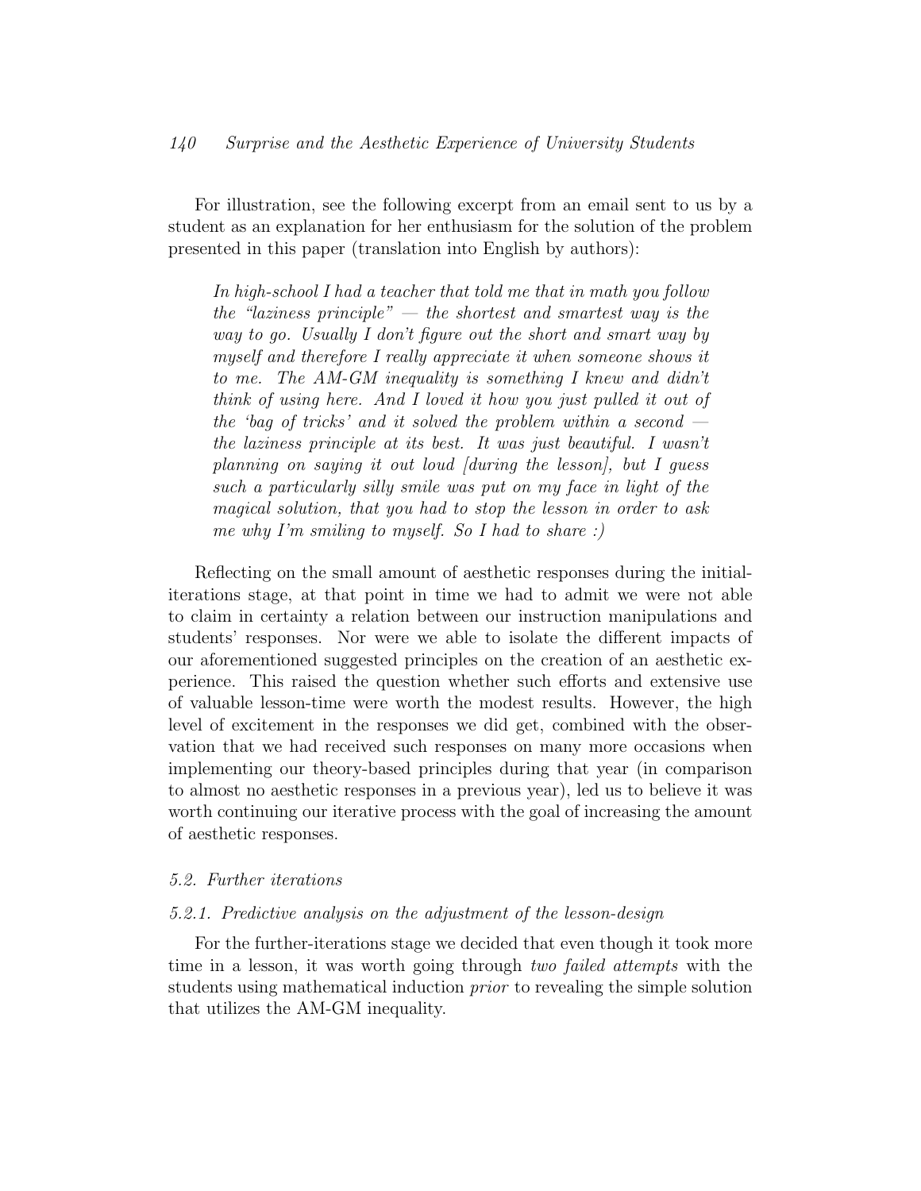For illustration, see the following excerpt from an email sent to us by a student as an explanation for her enthusiasm for the solution of the problem presented in this paper (translation into English by authors):

> *In high-school I had a teacher that told me that in math you follow the "laziness principle" — the shortest and smartest way is the way to go. Usually I don't figure out the short and smart way by myself and therefore I really appreciate it when someone shows it to me. The AM-GM inequality is something I knew and didn't think of using here. And I loved it how you just pulled it out of the 'bag of tricks' and it solved the problem within a second — the laziness principle at its best. It was just beautiful. I wasn't planning on saying it out loud [during the lesson], but I guess such a particularly silly smile was put on my face in light of the magical solution, that you had to stop the lesson in order to ask me why I'm smiling to myself. So I had to share :)*

Reflecting on the small amount of aesthetic responses during the initial-iterations stage, at that point in time we had to admit we were not able to claim in certainty a relation between our instruction manipulations and students' responses. Nor were we able to isolate the different impacts of our aforementioned suggested principles on the creation of an aesthetic experience. This raised the question whether such efforts and extensive use of valuable lesson-time were worth the modest results. However, the high level of excitement in the responses we did get, combined with the observation that we had received such responses on many more occasions when implementing our theory-based principles during that year (in comparison to almost no aesthetic responses in a previous year), led us to believe it was worth continuing our iterative process with the goal of increasing the amount of aesthetic responses.

### *5.2. Further iterations*

#### *5.2.1. Predictive analysis on the adjustment of the lesson-design*

For the further-iterations stage we decided that even though it took more time in a lesson, it was worth going through *two failed attempts* with the students using mathematical induction *prior* to revealing the simple solution that utilizes the AM-GM inequality.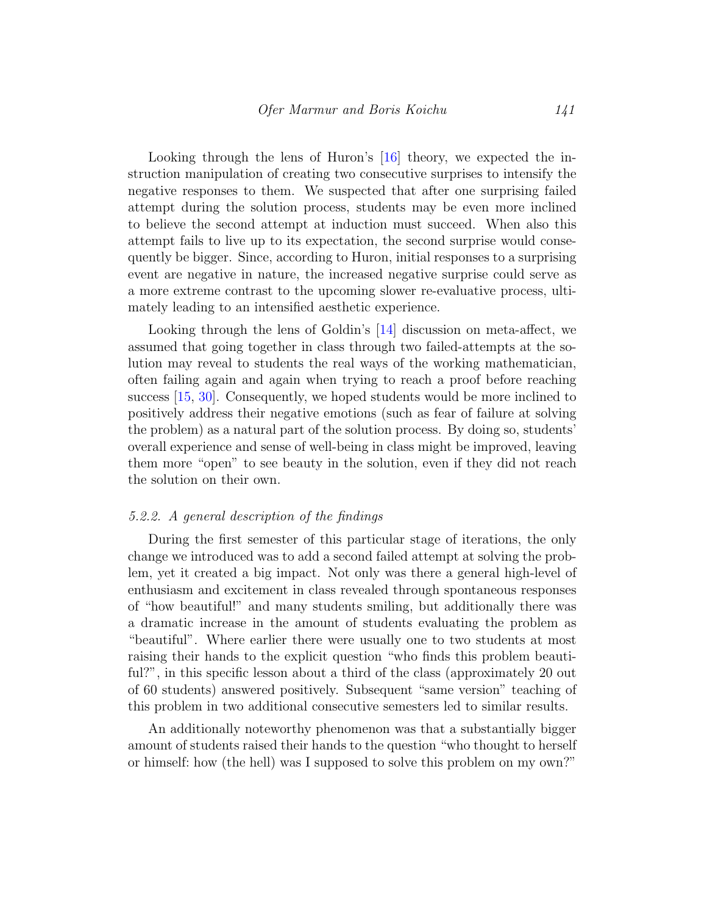Looking through the lens of Huron's [16] theory, we expected the instruction manipulation of creating two consecutive surprises to intensify the negative responses to them. We suspected that after one surprising failed attempt during the solution process, students may be even more inclined to believe the second attempt at induction must succeed. When also this attempt fails to live up to its expectation, the second surprise would consequently be bigger. Since, according to Huron, initial responses to a surprising event are negative in nature, the increased negative surprise could serve as a more extreme contrast to the upcoming slower re-evaluative process, ultimately leading to an intensified aesthetic experience.

Looking through the lens of Goldin's [14] discussion on meta-affect, we assumed that going together in class through two failed-attempts at the solution may reveal to students the real ways of the working mathematician, often failing again and again when trying to reach a proof before reaching success [15, 30]. Consequently, we hoped students would be more inclined to positively address their negative emotions (such as fear of failure at solving the problem) as a natural part of the solution process. By doing so, students' overall experience and sense of well-being in class might be improved, leaving them more "open" to see beauty in the solution, even if they did not reach the solution on their own.

### *5.2.2. A general description of the findings*

During the first semester of this particular stage of iterations, the only change we introduced was to add a second failed attempt at solving the problem, yet it created a big impact. Not only was there a general high-level of enthusiasm and excitement in class revealed through spontaneous responses of "how beautiful!" and many students smiling, but additionally there was a dramatic increase in the amount of students evaluating the problem as "beautiful". Where earlier there were usually one to two students at most raising their hands to the explicit question "who finds this problem beautiful?", in this specific lesson about a third of the class (approximately 20 out of 60 students) answered positively. Subsequent "same version" teaching of this problem in two additional consecutive semesters led to similar results.

An additionally noteworthy phenomenon was that a substantially bigger amount of students raised their hands to the question "who thought to herself or himself: how (the hell) was I supposed to solve this problem on my own?"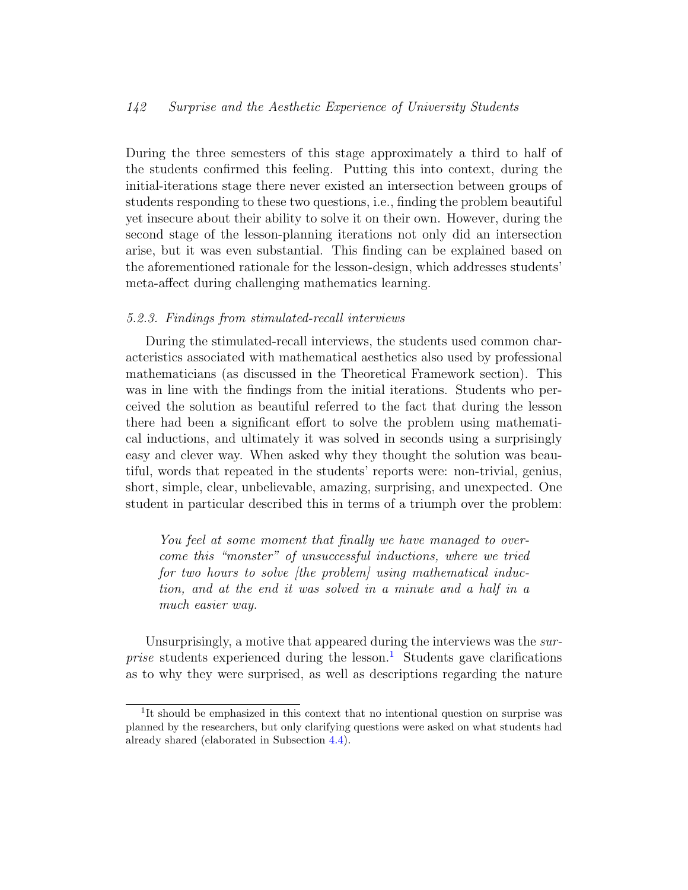During the three semesters of this stage approximately a third to half of the students confirmed this feeling. Putting this into context, during the initial-iterations stage there never existed an intersection between groups of students responding to these two questions, i.e., finding the problem beautiful yet insecure about their ability to solve it on their own. However, during the second stage of the lesson-planning iterations not only did an intersection arise, but it was even substantial. This finding can be explained based on the aforementioned rationale for the lesson-design, which addresses students' meta-affect during challenging mathematics learning.

#### *5.2.3. Findings from stimulated-recall interviews*

During the stimulated-recall interviews, the students used common characteristics associated with mathematical aesthetics also used by professional mathematicians (as discussed in the Theoretical Framework section). This was in line with the findings from the initial iterations. Students who perceived the solution as beautiful referred to the fact that during the lesson there had been a significant effort to solve the problem using mathematical inductions, and ultimately it was solved in seconds using a surprisingly easy and clever way. When asked why they thought the solution was beautiful, words that repeated in the students' reports were: non-trivial, genius, short, simple, clear, unbelievable, amazing, surprising, and unexpected. One student in particular described this in terms of a triumph over the problem:

> *You feel at some moment that finally we have managed to overcome this "monster" of unsuccessful inductions, where we tried for two hours to solve [the problem] using mathematical induction, and at the end it was solved in a minute and a half in a much easier way.*

Unsurprisingly, a motive that appeared during the interviews was the *surprise* students experienced during the lesson.[1] Students gave clarifications as to why they were surprised, as well as descriptions regarding the nature

[1] It should be emphasized in this context that no intentional question on surprise was planned by the researchers, but only clarifying questions were asked on what students had already shared (elaborated in Subsection 4.4).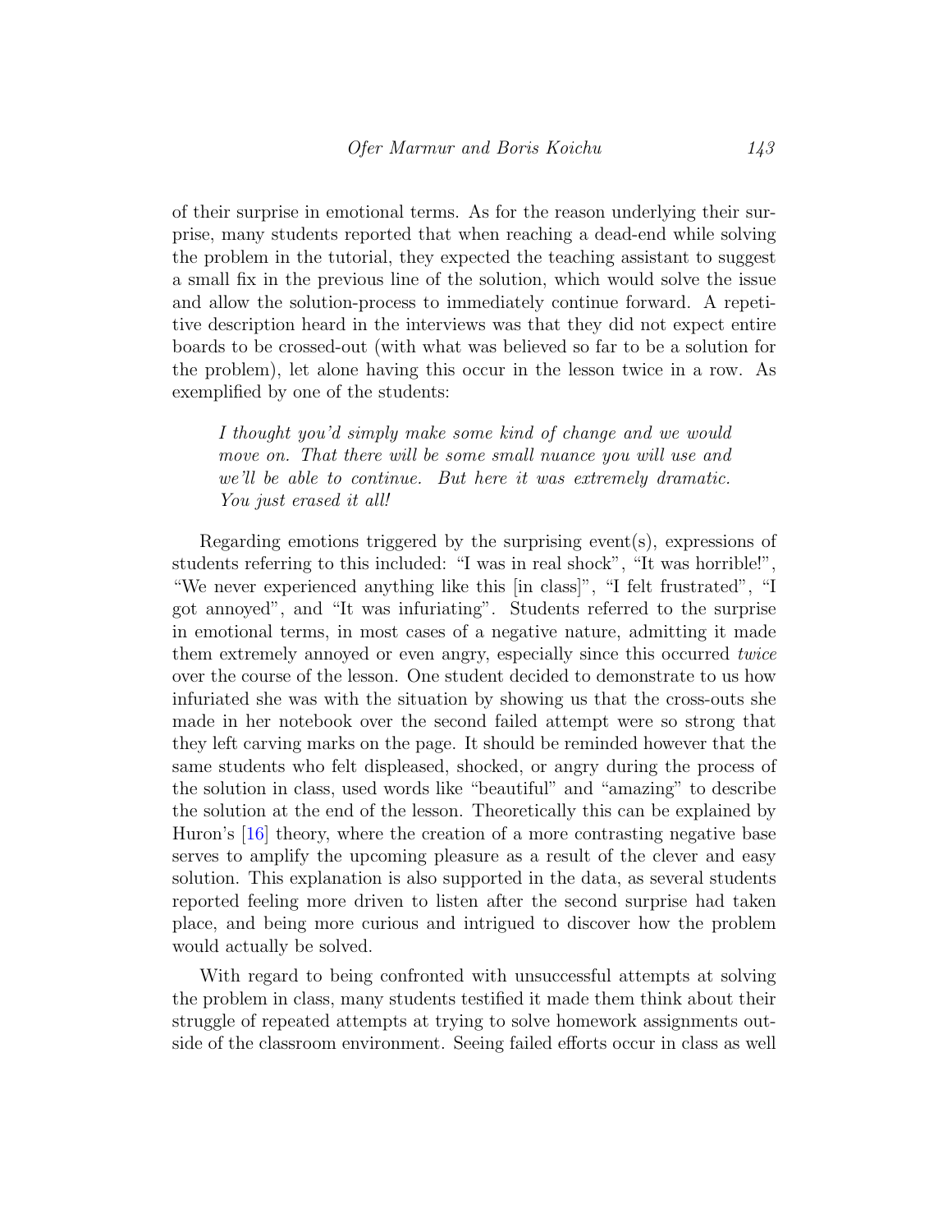of their surprise in emotional terms. As for the reason underlying their surprise, many students reported that when reaching a dead-end while solving the problem in the tutorial, they expected the teaching assistant to suggest a small fix in the previous line of the solution, which would solve the issue and allow the solution-process to immediately continue forward. A repetitive description heard in the interviews was that they did not expect entire boards to be crossed-out (with what was believed so far to be a solution for the problem), let alone having this occur in the lesson twice in a row. As exemplified by one of the students:

> *I thought you'd simply make some kind of change and we would move on. That there will be some small nuance you will use and we'll be able to continue. But here it was extremely dramatic. You just erased it all!*

Regarding emotions triggered by the surprising event(s), expressions of students referring to this included: "I was in real shock", "It was horrible!", "We never experienced anything like this [in class]", "I felt frustrated", "I got annoyed", and "It was infuriating". Students referred to the surprise in emotional terms, in most cases of a negative nature, admitting it made them extremely annoyed or even angry, especially since this occurred *twice* over the course of the lesson. One student decided to demonstrate to us how infuriated she was with the situation by showing us that the cross-outs she made in her notebook over the second failed attempt were so strong that they left carving marks on the page. It should be reminded however that the same students who felt displeased, shocked, or angry during the process of the solution in class, used words like "beautiful" and "amazing" to describe the solution at the end of the lesson. Theoretically this can be explained by Huron's [16] theory, where the creation of a more contrasting negative base serves to amplify the upcoming pleasure as a result of the clever and easy solution. This explanation is also supported in the data, as several students reported feeling more driven to listen after the second surprise had taken place, and being more curious and intrigued to discover how the problem would actually be solved.

With regard to being confronted with unsuccessful attempts at solving the problem in class, many students testified it made them think about their struggle of repeated attempts at trying to solve homework assignments outside of the classroom environment. Seeing failed efforts occur in class as well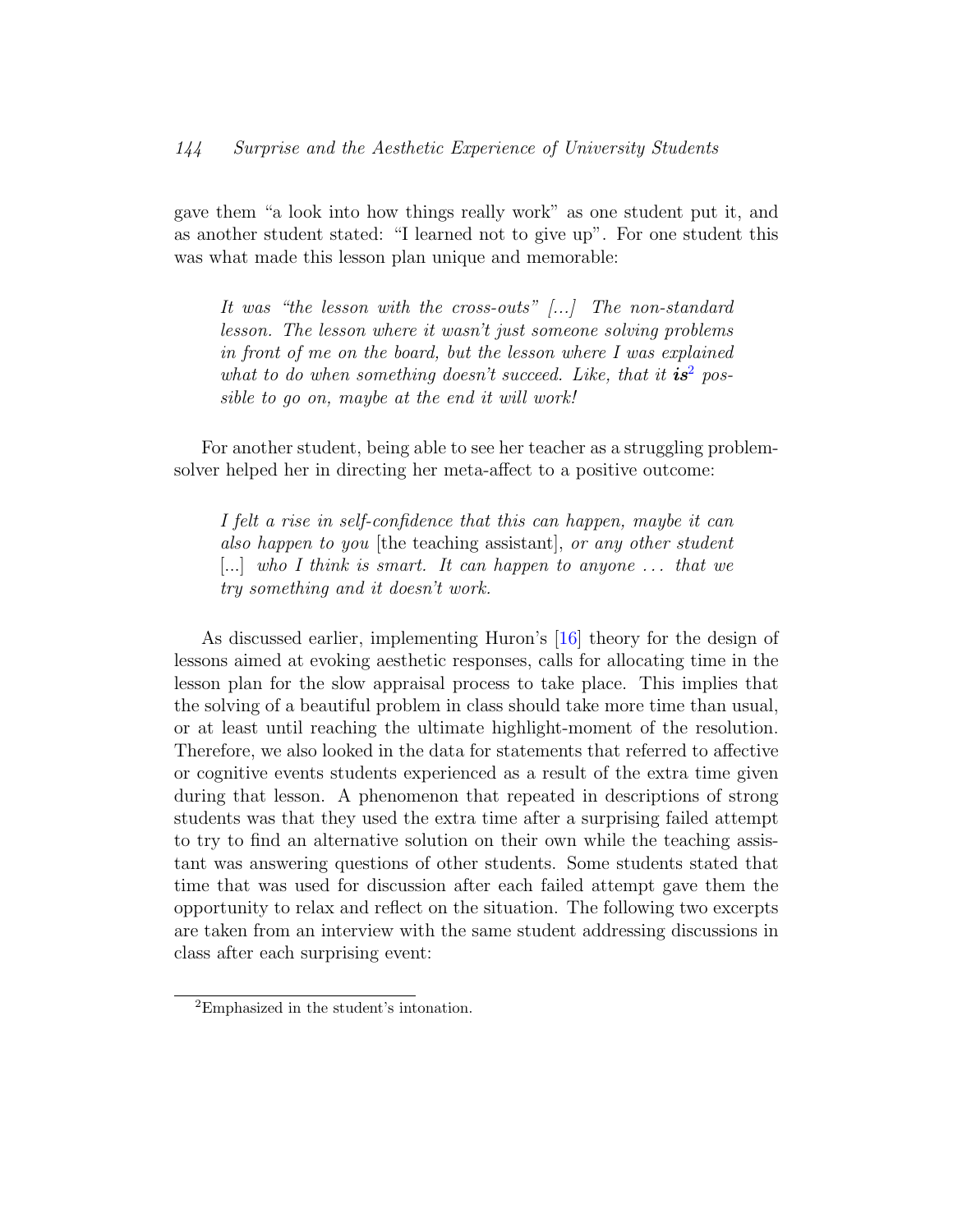gave them “a look into how things really work” as one student put it, and as another student stated: “I learned not to give up”. For one student this was what made this lesson plan unique and memorable:

> *It was “the lesson with the cross-outs” [...] The non-standard lesson. The lesson where it wasn't just someone solving problems in front of me on the board, but the lesson where I was explained what to do when something doesn't succeed. Like, that it* ***is***[2] *possible to go on, maybe at the end it will work!*

For another student, being able to see her teacher as a struggling problem-solver helped her in directing her meta-affect to a positive outcome:

> *I felt a rise in self-confidence that this can happen, maybe it can also happen to you* [the teaching assistant], *or any other student* [...] *who I think is smart. It can happen to anyone ... that we try something and it doesn't work.*

As discussed earlier, implementing Huron's [16] theory for the design of lessons aimed at evoking aesthetic responses, calls for allocating time in the lesson plan for the slow appraisal process to take place. This implies that the solving of a beautiful problem in class should take more time than usual, or at least until reaching the ultimate highlight-moment of the resolution. Therefore, we also looked in the data for statements that referred to affective or cognitive events students experienced as a result of the extra time given during that lesson. A phenomenon that repeated in descriptions of strong students was that they used the extra time after a surprising failed attempt to try to find an alternative solution on their own while the teaching assistant was answering questions of other students. Some students stated that time that was used for discussion after each failed attempt gave them the opportunity to relax and reflect on the situation. The following two excerpts are taken from an interview with the same student addressing discussions in class after each surprising event:

[2] Emphasized in the student's intonation.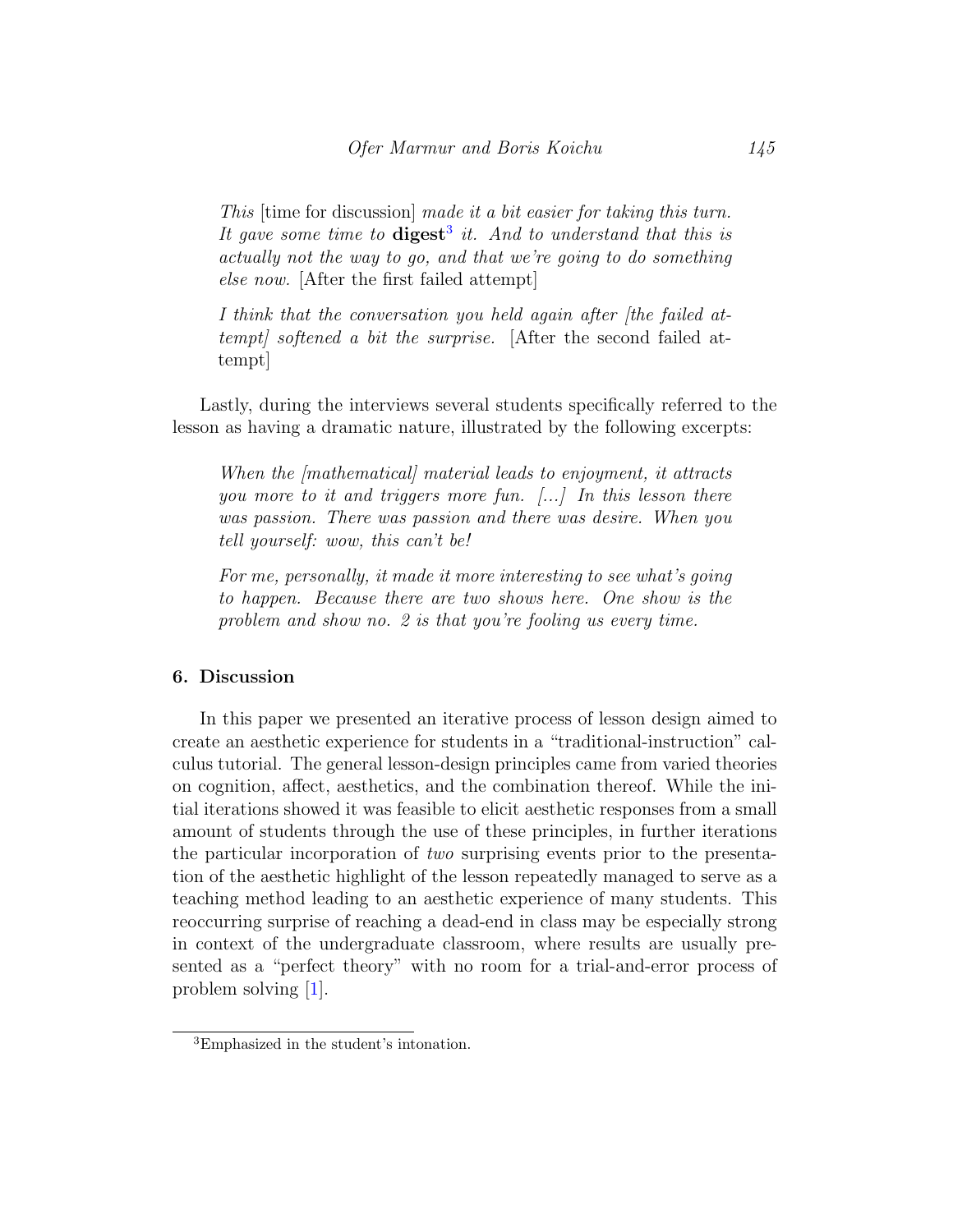*This* [time for discussion] *made it a bit easier for taking this turn. It gave some time to* ***digest***[3] *it. And to understand that this is actually not the way to go, and that we're going to do something else now.* [After the first failed attempt]

> *I think that the conversation you held again after [the failed attempt] softened a bit the surprise.* [After the second failed attempt]

Lastly, during the interviews several students specifically referred to the lesson as having a dramatic nature, illustrated by the following excerpts:

> *When the [mathematical] material leads to enjoyment, it attracts you more to it and triggers more fun. [...] In this lesson there was passion. There was passion and there was desire. When you tell yourself: wow, this can't be!*

> *For me, personally, it made it more interesting to see what's going to happen. Because there are two shows here. One show is the problem and show no. 2 is that you're fooling us every time.*

## 6. Discussion

In this paper we presented an iterative process of lesson design aimed to create an aesthetic experience for students in a "traditional-instruction" calculus tutorial. The general lesson-design principles came from varied theories on cognition, affect, aesthetics, and the combination thereof. While the initial iterations showed it was feasible to elicit aesthetic responses from a small amount of students through the use of these principles, in further iterations the particular incorporation of *two* surprising events prior to the presentation of the aesthetic highlight of the lesson repeatedly managed to serve as a teaching method leading to an aesthetic experience of many students. This reoccurring surprise of reaching a dead-end in class may be especially strong in context of the undergraduate classroom, where results are usually presented as a "perfect theory" with no room for a trial-and-error process of problem solving [1].

[3] Emphasized in the student's intonation.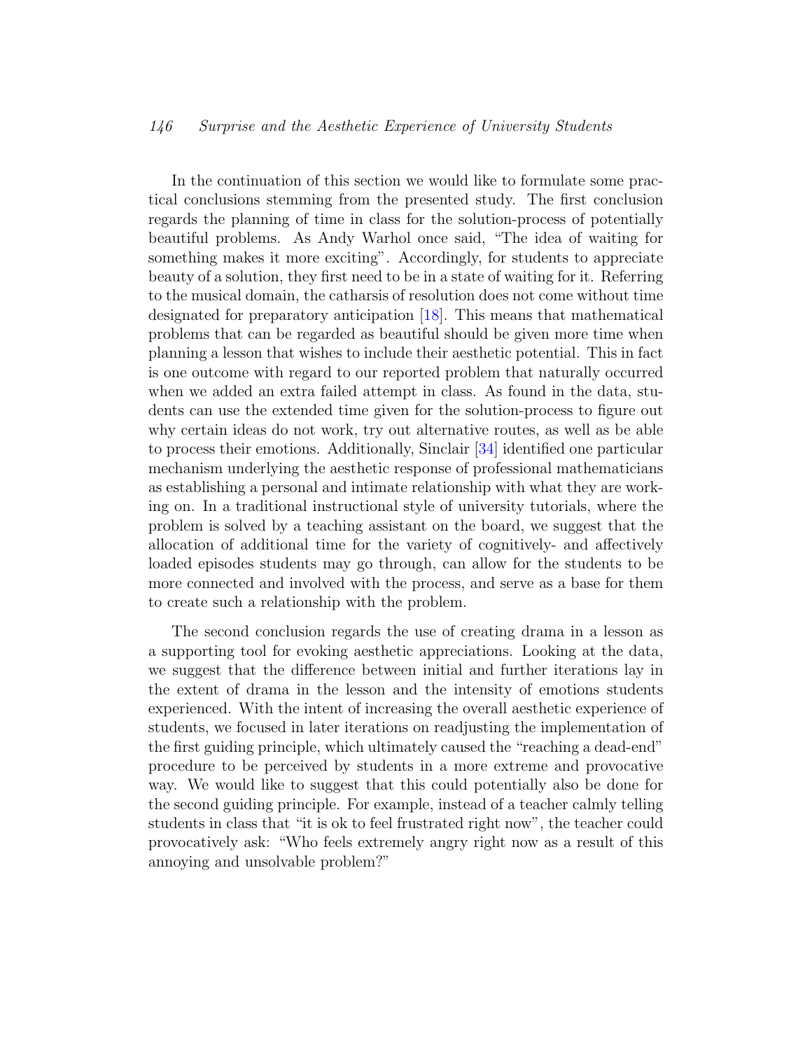In the continuation of this section we would like to formulate some practical conclusions stemming from the presented study. The first conclusion regards the planning of time in class for the solution-process of potentially beautiful problems. As Andy Warhol once said, "The idea of waiting for something makes it more exciting". Accordingly, for students to appreciate beauty of a solution, they first need to be in a state of waiting for it. Referring to the musical domain, the catharsis of resolution does not come without time designated for preparatory anticipation [18]. This means that mathematical problems that can be regarded as beautiful should be given more time when planning a lesson that wishes to include their aesthetic potential. This in fact is one outcome with regard to our reported problem that naturally occurred when we added an extra failed attempt in class. As found in the data, students can use the extended time given for the solution-process to figure out why certain ideas do not work, try out alternative routes, as well as be able to process their emotions. Additionally, Sinclair [34] identified one particular mechanism underlying the aesthetic response of professional mathematicians as establishing a personal and intimate relationship with what they are working on. In a traditional instructional style of university tutorials, where the problem is solved by a teaching assistant on the board, we suggest that the allocation of additional time for the variety of cognitively- and affectively loaded episodes students may go through, can allow for the students to be more connected and involved with the process, and serve as a base for them to create such a relationship with the problem.

The second conclusion regards the use of creating drama in a lesson as a supporting tool for evoking aesthetic appreciations. Looking at the data, we suggest that the difference between initial and further iterations lay in the extent of drama in the lesson and the intensity of emotions students experienced. With the intent of increasing the overall aesthetic experience of students, we focused in later iterations on readjusting the implementation of the first guiding principle, which ultimately caused the "reaching a dead-end" procedure to be perceived by students in a more extreme and provocative way. We would like to suggest that this could potentially also be done for the second guiding principle. For example, instead of a teacher calmly telling students in class that "it is ok to feel frustrated right now", the teacher could provocatively ask: "Who feels extremely angry right now as a result of this annoying and unsolvable problem?"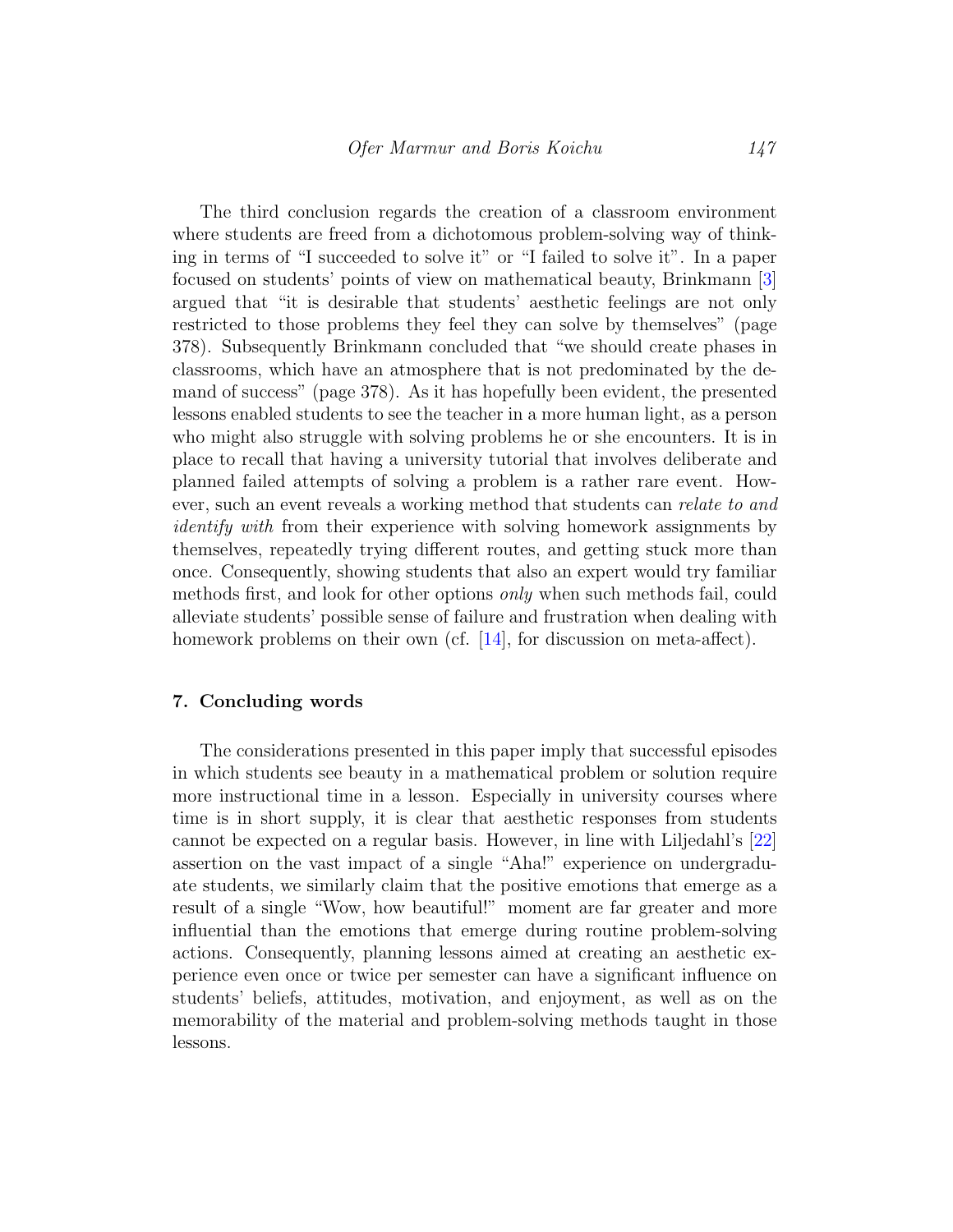The third conclusion regards the creation of a classroom environment where students are freed from a dichotomous problem-solving way of thinking in terms of "I succeeded to solve it" or "I failed to solve it". In a paper focused on students' points of view on mathematical beauty, Brinkmann [3] argued that "it is desirable that students' aesthetic feelings are not only restricted to those problems they feel they can solve by themselves" (page 378). Subsequently Brinkmann concluded that "we should create phases in classrooms, which have an atmosphere that is not predominated by the demand of success" (page 378). As it has hopefully been evident, the presented lessons enabled students to see the teacher in a more human light, as a person who might also struggle with solving problems he or she encounters. It is in place to recall that having a university tutorial that involves deliberate and planned failed attempts of solving a problem is a rather rare event. However, such an event reveals a working method that students can *relate to and identify with* from their experience with solving homework assignments by themselves, repeatedly trying different routes, and getting stuck more than once. Consequently, showing students that also an expert would try familiar methods first, and look for other options *only* when such methods fail, could alleviate students' possible sense of failure and frustration when dealing with homework problems on their own (cf. [14], for discussion on meta-affect).

## 7. Concluding words

The considerations presented in this paper imply that successful episodes in which students see beauty in a mathematical problem or solution require more instructional time in a lesson. Especially in university courses where time is in short supply, it is clear that aesthetic responses from students cannot be expected on a regular basis. However, in line with Liljedahl's [22] assertion on the vast impact of a single "Aha!" experience on undergraduate students, we similarly claim that the positive emotions that emerge as a result of a single "Wow, how beautiful!" moment are far greater and more influential than the emotions that emerge during routine problem-solving actions. Consequently, planning lessons aimed at creating an aesthetic experience even once or twice per semester can have a significant influence on students' beliefs, attitudes, motivation, and enjoyment, as well as on the memorability of the material and problem-solving methods taught in those lessons.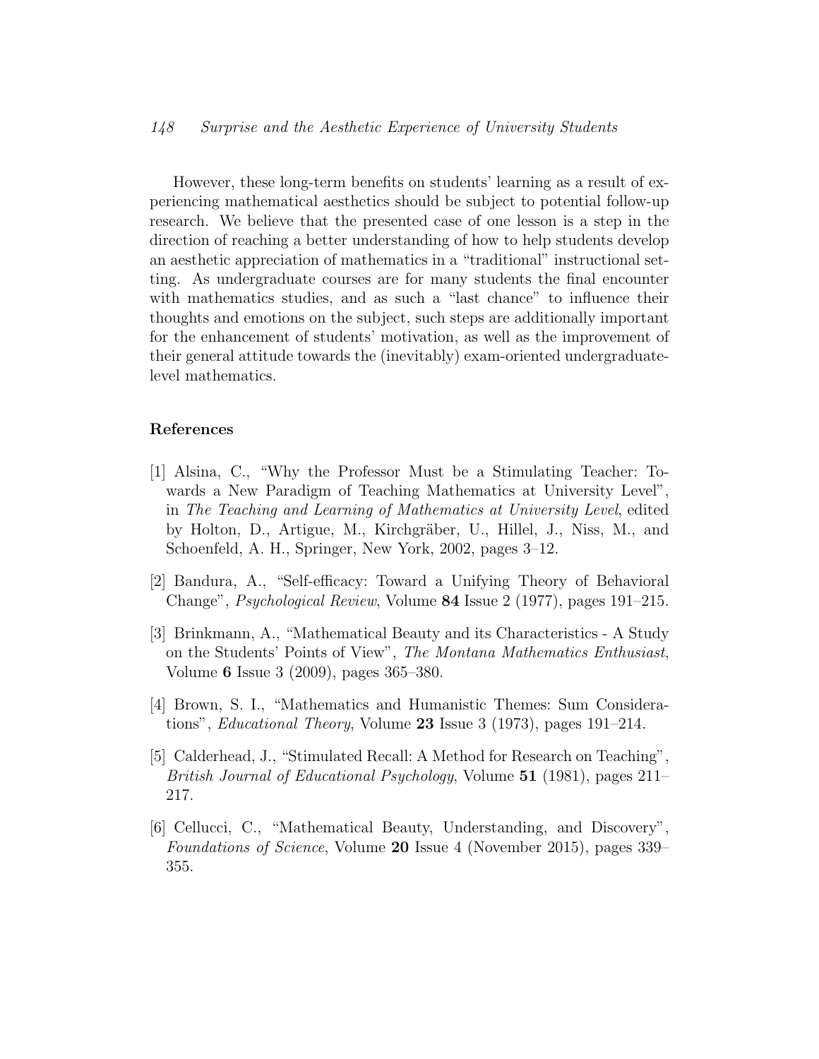However, these long-term benefits on students' learning as a result of experiencing mathematical aesthetics should be subject to potential follow-up research. We believe that the presented case of one lesson is a step in the direction of reaching a better understanding of how to help students develop an aesthetic appreciation of mathematics in a "traditional" instructional setting. As undergraduate courses are for many students the final encounter with mathematics studies, and as such a "last chance" to influence their thoughts and emotions on the subject, such steps are additionally important for the enhancement of students' motivation, as well as the improvement of their general attitude towards the (inevitably) exam-oriented undergraduate-level mathematics.

## References

[1] Alsina, C., "Why the Professor Must be a Stimulating Teacher: Towards a New Paradigm of Teaching Mathematics at University Level", in *The Teaching and Learning of Mathematics at University Level*, edited by Holton, D., Artigue, M., Kirchgräber, U., Hillel, J., Niss, M., and Schoenfeld, A. H., Springer, New York, 2002, pages 3–12.

[2] Bandura, A., "Self-efficacy: Toward a Unifying Theory of Behavioral Change", *Psychological Review*, Volume **84** Issue 2 (1977), pages 191–215.

[3] Brinkmann, A., "Mathematical Beauty and its Characteristics - A Study on the Students' Points of View", *The Montana Mathematics Enthusiast*, Volume **6** Issue 3 (2009), pages 365–380.

[4] Brown, S. I., "Mathematics and Humanistic Themes: Sum Considerations", *Educational Theory*, Volume **23** Issue 3 (1973), pages 191–214.

[5] Calderhead, J., "Stimulated Recall: A Method for Research on Teaching", *British Journal of Educational Psychology*, Volume **51** (1981), pages 211–217.

[6] Cellucci, C., "Mathematical Beauty, Understanding, and Discovery", *Foundations of Science*, Volume **20** Issue 4 (November 2015), pages 339–355.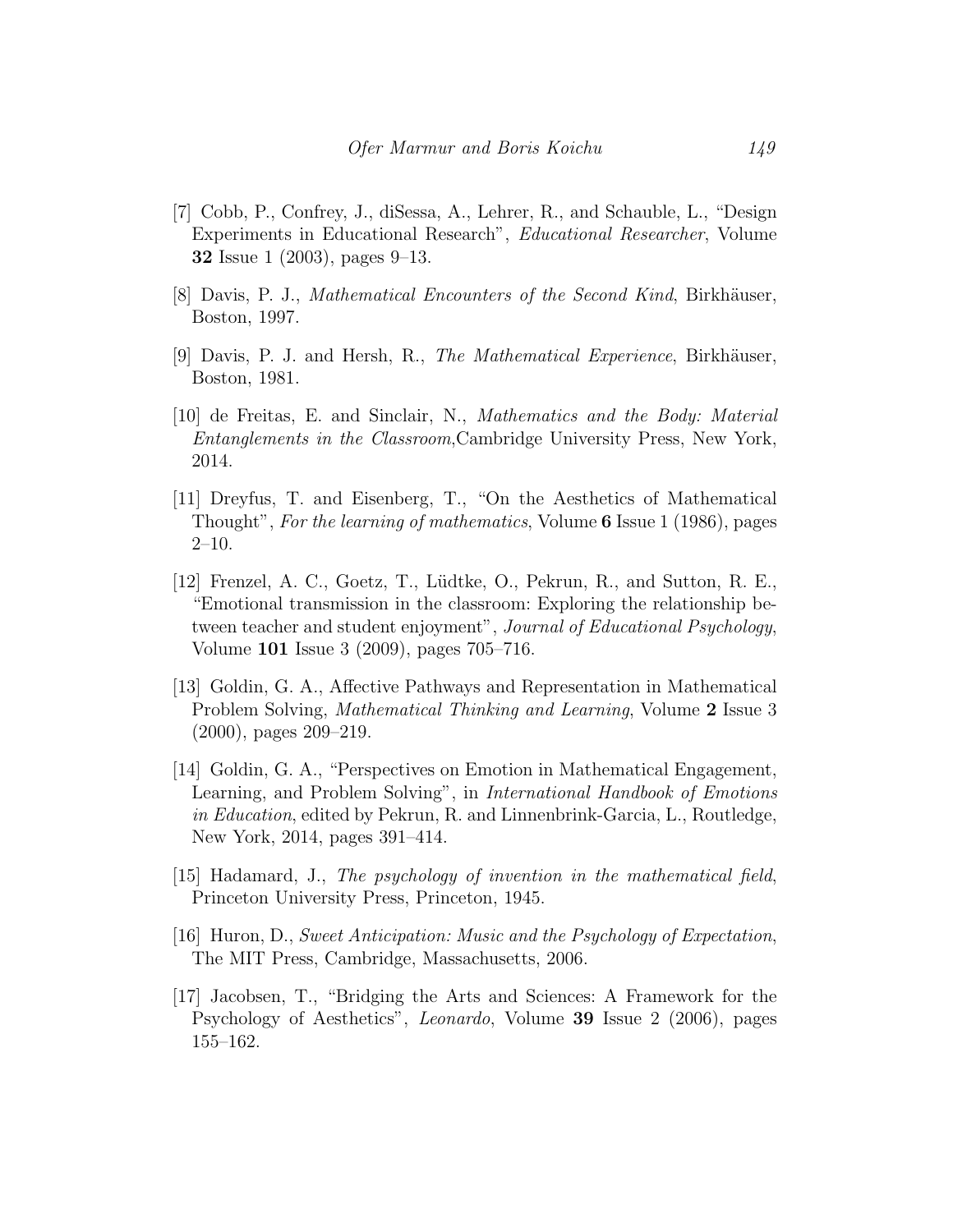[7] Cobb, P., Confrey, J., diSessa, A., Lehrer, R., and Schauble, L., "Design Experiments in Educational Research", *Educational Researcher*, Volume **32** Issue 1 (2003), pages 9–13.

[8] Davis, P. J., *Mathematical Encounters of the Second Kind*, Birkhäuser, Boston, 1997.

[9] Davis, P. J. and Hersh, R., *The Mathematical Experience*, Birkhäuser, Boston, 1981.

[10] de Freitas, E. and Sinclair, N., *Mathematics and the Body: Material Entanglements in the Classroom*,Cambridge University Press, New York, 2014.

[11] Dreyfus, T. and Eisenberg, T., "On the Aesthetics of Mathematical Thought", *For the learning of mathematics*, Volume **6** Issue 1 (1986), pages 2–10.

[12] Frenzel, A. C., Goetz, T., Lüdtke, O., Pekrun, R., and Sutton, R. E., "Emotional transmission in the classroom: Exploring the relationship between teacher and student enjoyment", *Journal of Educational Psychology*, Volume **101** Issue 3 (2009), pages 705–716.

[13] Goldin, G. A., Affective Pathways and Representation in Mathematical Problem Solving, *Mathematical Thinking and Learning*, Volume **2** Issue 3 (2000), pages 209–219.

[14] Goldin, G. A., "Perspectives on Emotion in Mathematical Engagement, Learning, and Problem Solving", in *International Handbook of Emotions in Education*, edited by Pekrun, R. and Linnenbrink-Garcia, L., Routledge, New York, 2014, pages 391–414.

[15] Hadamard, J., *The psychology of invention in the mathematical field*, Princeton University Press, Princeton, 1945.

[16] Huron, D., *Sweet Anticipation: Music and the Psychology of Expectation*, The MIT Press, Cambridge, Massachusetts, 2006.

[17] Jacobsen, T., "Bridging the Arts and Sciences: A Framework for the Psychology of Aesthetics", *Leonardo*, Volume **39** Issue 2 (2006), pages 155–162.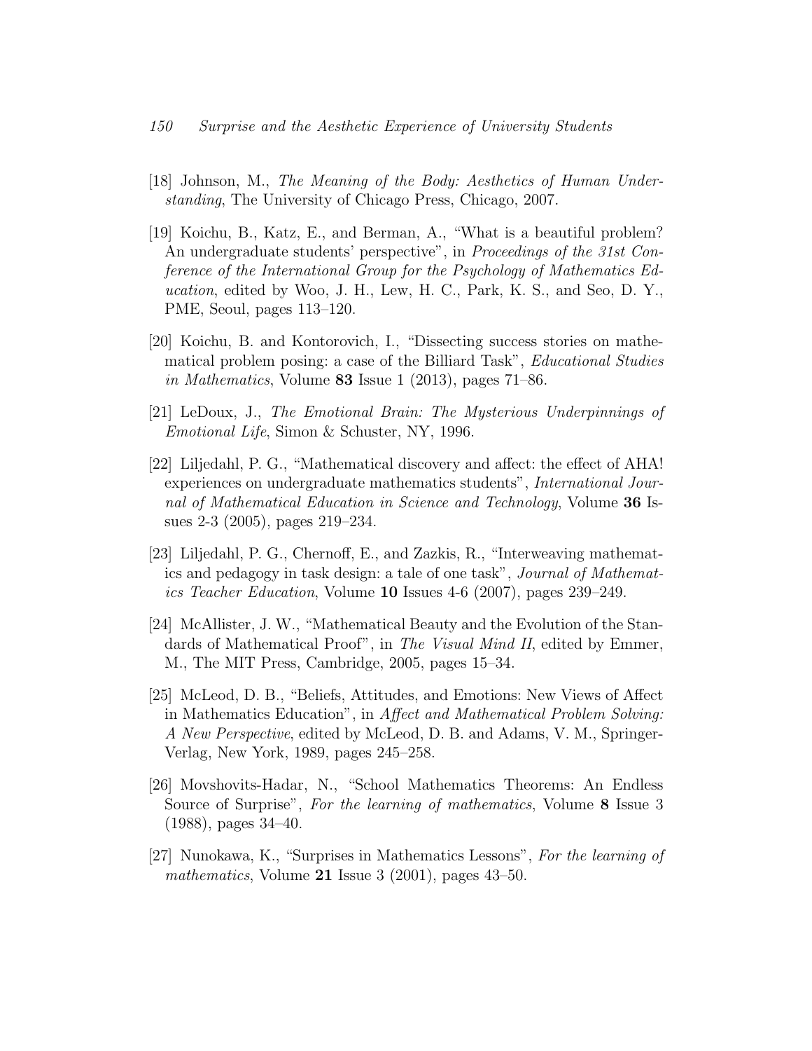[18] Johnson, M., *The Meaning of the Body: Aesthetics of Human Understanding*, The University of Chicago Press, Chicago, 2007.

[19] Koichu, B., Katz, E., and Berman, A., "What is a beautiful problem? An undergraduate students' perspective", in *Proceedings of the 31st Conference of the International Group for the Psychology of Mathematics Education*, edited by Woo, J. H., Lew, H. C., Park, K. S., and Seo, D. Y., PME, Seoul, pages 113–120.

[20] Koichu, B. and Kontorovich, I., "Dissecting success stories on mathematical problem posing: a case of the Billiard Task", *Educational Studies in Mathematics*, Volume **83** Issue 1 (2013), pages 71–86.

[21] LeDoux, J., *The Emotional Brain: The Mysterious Underpinnings of Emotional Life*, Simon & Schuster, NY, 1996.

[22] Liljedahl, P. G., "Mathematical discovery and affect: the effect of AHA! experiences on undergraduate mathematics students", *International Journal of Mathematical Education in Science and Technology*, Volume **36** Issues 2-3 (2005), pages 219–234.

[23] Liljedahl, P. G., Chernoff, E., and Zazkis, R., "Interweaving mathematics and pedagogy in task design: a tale of one task", *Journal of Mathematics Teacher Education*, Volume **10** Issues 4-6 (2007), pages 239–249.

[24] McAllister, J. W., "Mathematical Beauty and the Evolution of the Standards of Mathematical Proof", in *The Visual Mind II*, edited by Emmer, M., The MIT Press, Cambridge, 2005, pages 15–34.

[25] McLeod, D. B., "Beliefs, Attitudes, and Emotions: New Views of Affect in Mathematics Education", in *Affect and Mathematical Problem Solving: A New Perspective*, edited by McLeod, D. B. and Adams, V. M., Springer-Verlag, New York, 1989, pages 245–258.

[26] Movshovits-Hadar, N., "School Mathematics Theorems: An Endless Source of Surprise", *For the learning of mathematics*, Volume **8** Issue 3 (1988), pages 34–40.

[27] Nunokawa, K., "Surprises in Mathematics Lessons", *For the learning of mathematics*, Volume **21** Issue 3 (2001), pages 43–50.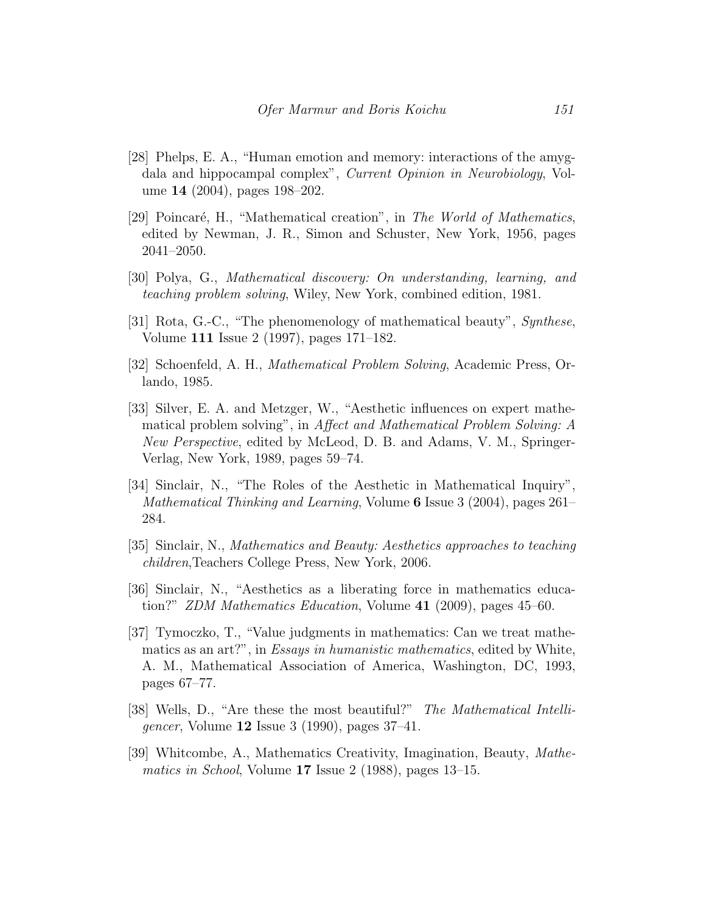[28] Phelps, E. A., "Human emotion and memory: interactions of the amygdala and hippocampal complex", *Current Opinion in Neurobiology*, Volume **14** (2004), pages 198–202.

[29] Poincaré, H., "Mathematical creation", in *The World of Mathematics*, edited by Newman, J. R., Simon and Schuster, New York, 1956, pages 2041–2050.

[30] Polya, G., *Mathematical discovery: On understanding, learning, and teaching problem solving*, Wiley, New York, combined edition, 1981.

[31] Rota, G.-C., "The phenomenology of mathematical beauty", *Synthese*, Volume **111** Issue 2 (1997), pages 171–182.

[32] Schoenfeld, A. H., *Mathematical Problem Solving*, Academic Press, Orlando, 1985.

[33] Silver, E. A. and Metzger, W., "Aesthetic influences on expert mathematical problem solving", in *Affect and Mathematical Problem Solving: A New Perspective*, edited by McLeod, D. B. and Adams, V. M., Springer-Verlag, New York, 1989, pages 59–74.

[34] Sinclair, N., "The Roles of the Aesthetic in Mathematical Inquiry", *Mathematical Thinking and Learning*, Volume **6** Issue 3 (2004), pages 261–284.

[35] Sinclair, N., *Mathematics and Beauty: Aesthetics approaches to teaching children*,Teachers College Press, New York, 2006.

[36] Sinclair, N., "Aesthetics as a liberating force in mathematics education?" *ZDM Mathematics Education*, Volume **41** (2009), pages 45–60.

[37] Tymoczko, T., "Value judgments in mathematics: Can we treat mathematics as an art?", in *Essays in humanistic mathematics*, edited by White, A. M., Mathematical Association of America, Washington, DC, 1993, pages 67–77.

[38] Wells, D., "Are these the most beautiful?" *The Mathematical Intelligencer*, Volume **12** Issue 3 (1990), pages 37–41.

[39] Whitcombe, A., Mathematics Creativity, Imagination, Beauty, *Mathematics in School*, Volume **17** Issue 2 (1988), pages 13–15.